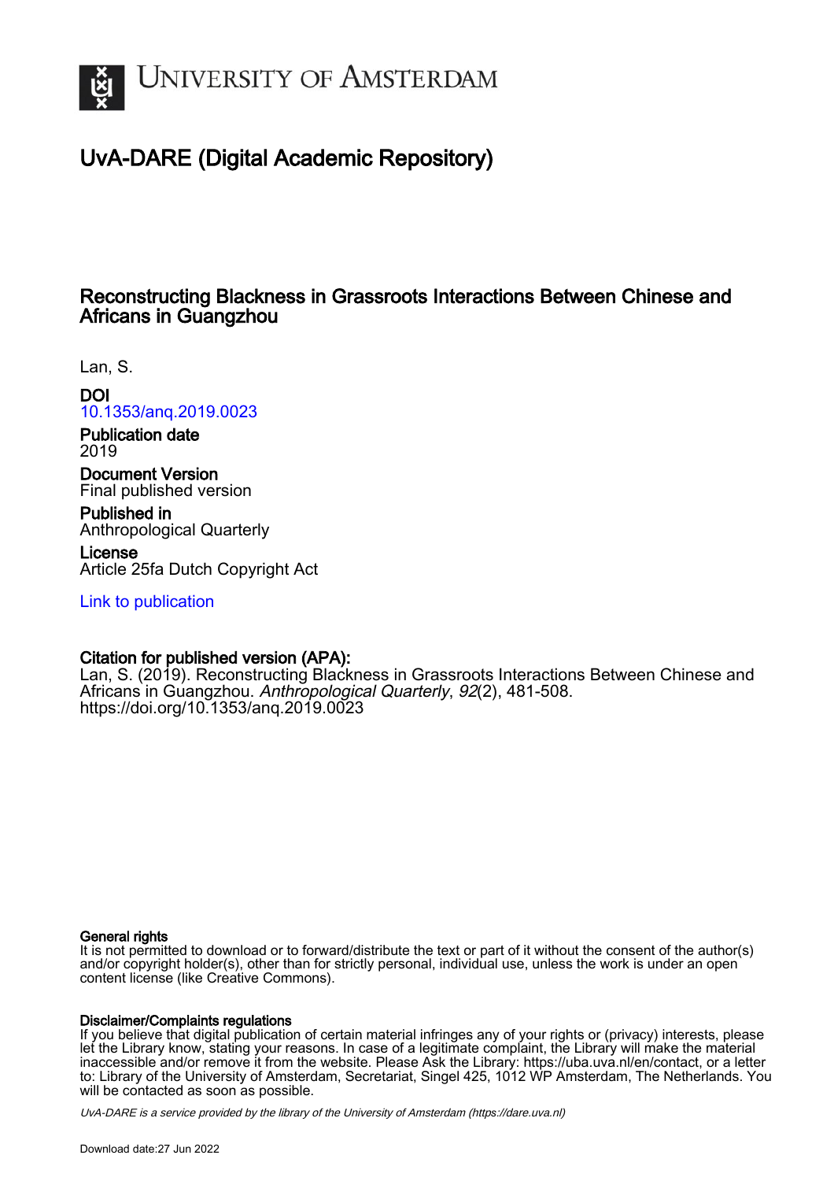# University of Amsterdam

## UvA-DARE (Digital Academic Repository)

### Reconstructing Blackness in Grassroots Interactions Between Chinese and Africans in Guangzhou

Lan, S.

**DOI**
10.1353/anq.2019.0023

**Publication date**
2019

**Document Version**
Final published version

**Published in**
Anthropological Quarterly

**License**
Article 25fa Dutch Copyright Act

Link to publication

**Citation for published version (APA):**
Lan, S. (2019). Reconstructing Blackness in Grassroots Interactions Between Chinese and Africans in Guangzhou. *Anthropological Quarterly*, *92*(2), 481-508. https://doi.org/10.1353/anq.2019.0023

**General rights**
It is not permitted to download or to forward/distribute the text or part of it without the consent of the author(s) and/or copyright holder(s), other than for strictly personal, individual use, unless the work is under an open content license (like Creative Commons).

**Disclaimer/Complaints regulations**
If you believe that digital publication of certain material infringes any of your rights or (privacy) interests, please let the Library know, stating your reasons. In case of a legitimate complaint, the Library will make the material inaccessible and/or remove it from the website. Please Ask the Library: https://uba.uva.nl/en/contact, or a letter to: Library of the University of Amsterdam, Secretariat, Singel 425, 1012 WP Amsterdam, The Netherlands. You will be contacted as soon as possible.

*UvA-DARE is a service provided by the library of the University of Amsterdam (https://dare.uva.nl)*

Download date:27 Jun 2022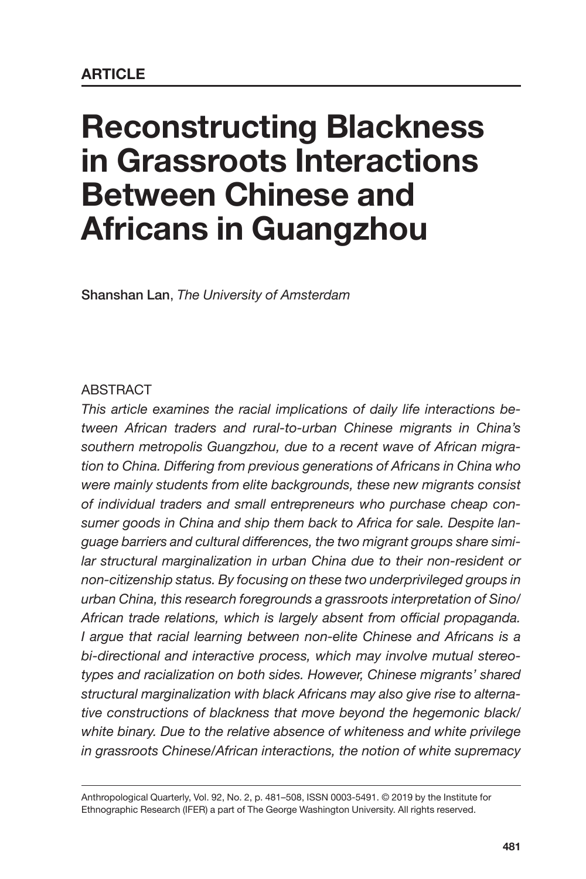**ARTICLE**

# Reconstructing Blackness in Grassroots Interactions Between Chinese and Africans in Guangzhou

Shanshan Lan, *The University of Amsterdam*

ABSTRACT

*This article examines the racial implications of daily life interactions between African traders and rural-to-urban Chinese migrants in China's southern metropolis Guangzhou, due to a recent wave of African migration to China. Differing from previous generations of Africans in China who were mainly students from elite backgrounds, these new migrants consist of individual traders and small entrepreneurs who purchase cheap consumer goods in China and ship them back to Africa for sale. Despite language barriers and cultural differences, the two migrant groups share similar structural marginalization in urban China due to their non-resident or non-citizenship status. By focusing on these two underprivileged groups in urban China, this research foregrounds a grassroots interpretation of Sino/African trade relations, which is largely absent from official propaganda. I argue that racial learning between non-elite Chinese and Africans is a bi-directional and interactive process, which may involve mutual stereotypes and racialization on both sides. However, Chinese migrants' shared structural marginalization with black Africans may also give rise to alternative constructions of blackness that move beyond the hegemonic black/white binary. Due to the relative absence of whiteness and white privilege in grassroots Chinese/African interactions, the notion of white supremacy*

Anthropological Quarterly, Vol. 92, No. 2, p. 481–508, ISSN 0003-5491. © 2019 by the Institute for Ethnographic Research (IFER) a part of The George Washington University. All rights reserved.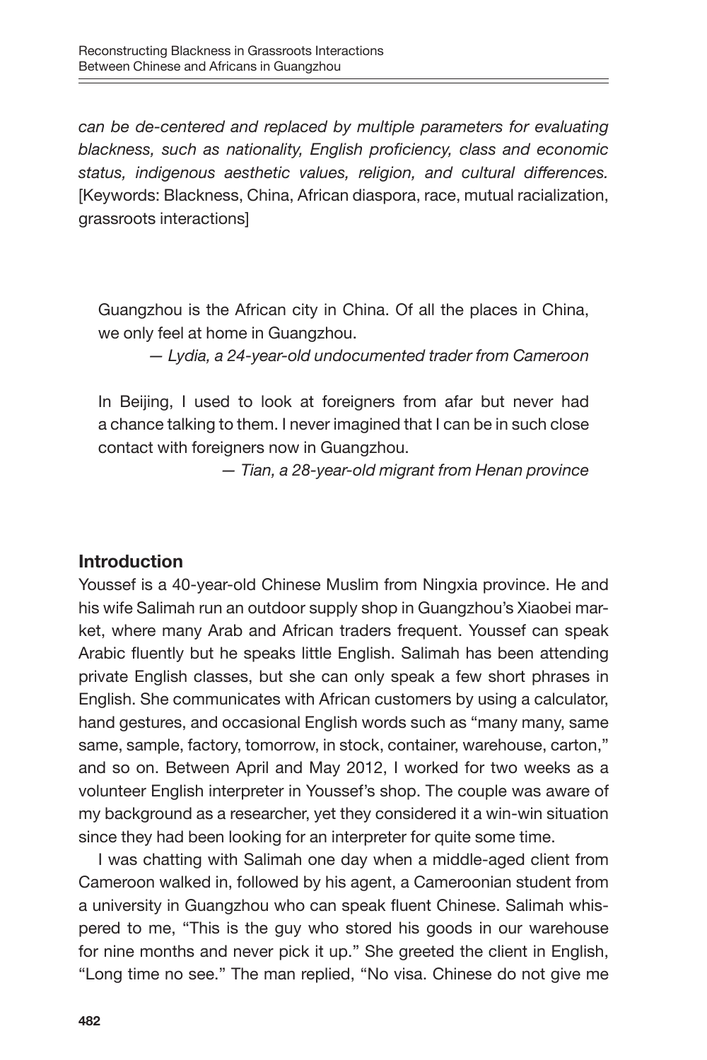*can be de-centered and replaced by multiple parameters for evaluating blackness, such as nationality, English proficiency, class and economic status, indigenous aesthetic values, religion, and cultural differences.* [Keywords: Blackness, China, African diaspora, race, mutual racialization, grassroots interactions]

> Guangzhou is the African city in China. Of all the places in China, we only feel at home in Guangzhou.
>
> — *Lydia, a 24-year-old undocumented trader from Cameroon*

> In Beijing, I used to look at foreigners from afar but never had a chance talking to them. I never imagined that I can be in such close contact with foreigners now in Guangzhou.
>
> — *Tian, a 28-year-old migrant from Henan province*

## Introduction

Youssef is a 40-year-old Chinese Muslim from Ningxia province. He and his wife Salimah run an outdoor supply shop in Guangzhou's Xiaobei market, where many Arab and African traders frequent. Youssef can speak Arabic fluently but he speaks little English. Salimah has been attending private English classes, but she can only speak a few short phrases in English. She communicates with African customers by using a calculator, hand gestures, and occasional English words such as "many many, same same, sample, factory, tomorrow, in stock, container, warehouse, carton," and so on. Between April and May 2012, I worked for two weeks as a volunteer English interpreter in Youssef's shop. The couple was aware of my background as a researcher, yet they considered it a win-win situation since they had been looking for an interpreter for quite some time.

I was chatting with Salimah one day when a middle-aged client from Cameroon walked in, followed by his agent, a Cameroonian student from a university in Guangzhou who can speak fluent Chinese. Salimah whispered to me, "This is the guy who stored his goods in our warehouse for nine months and never pick it up." She greeted the client in English, "Long time no see." The man replied, "No visa. Chinese do not give me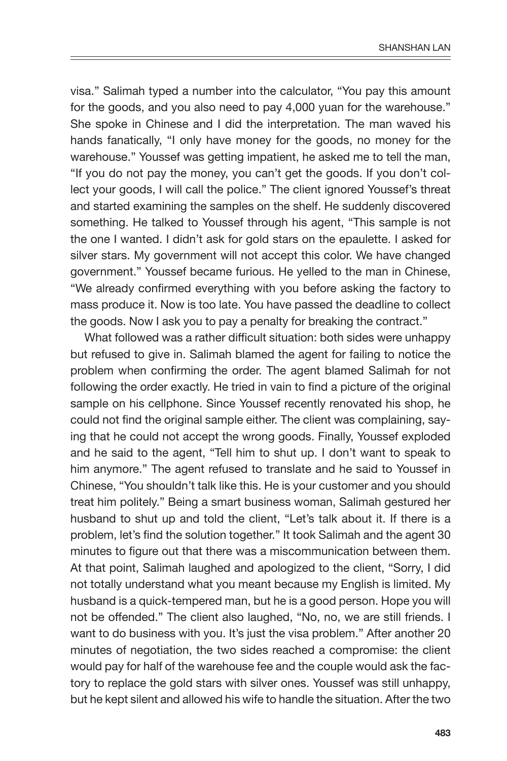visa." Salimah typed a number into the calculator, "You pay this amount for the goods, and you also need to pay 4,000 yuan for the warehouse." She spoke in Chinese and I did the interpretation. The man waved his hands fanatically, "I only have money for the goods, no money for the warehouse." Youssef was getting impatient, he asked me to tell the man, "If you do not pay the money, you can't get the goods. If you don't collect your goods, I will call the police." The client ignored Youssef's threat and started examining the samples on the shelf. He suddenly discovered something. He talked to Youssef through his agent, "This sample is not the one I wanted. I didn't ask for gold stars on the epaulette. I asked for silver stars. My government will not accept this color. We have changed government." Youssef became furious. He yelled to the man in Chinese, "We already confirmed everything with you before asking the factory to mass produce it. Now is too late. You have passed the deadline to collect the goods. Now I ask you to pay a penalty for breaking the contract."

What followed was a rather difficult situation: both sides were unhappy but refused to give in. Salimah blamed the agent for failing to notice the problem when confirming the order. The agent blamed Salimah for not following the order exactly. He tried in vain to find a picture of the original sample on his cellphone. Since Youssef recently renovated his shop, he could not find the original sample either. The client was complaining, saying that he could not accept the wrong goods. Finally, Youssef exploded and he said to the agent, "Tell him to shut up. I don't want to speak to him anymore." The agent refused to translate and he said to Youssef in Chinese, "You shouldn't talk like this. He is your customer and you should treat him politely." Being a smart business woman, Salimah gestured her husband to shut up and told the client, "Let's talk about it. If there is a problem, let's find the solution together." It took Salimah and the agent 30 minutes to figure out that there was a miscommunication between them. At that point, Salimah laughed and apologized to the client, "Sorry, I did not totally understand what you meant because my English is limited. My husband is a quick-tempered man, but he is a good person. Hope you will not be offended." The client also laughed, "No, no, we are still friends. I want to do business with you. It's just the visa problem." After another 20 minutes of negotiation, the two sides reached a compromise: the client would pay for half of the warehouse fee and the couple would ask the factory to replace the gold stars with silver ones. Youssef was still unhappy, but he kept silent and allowed his wife to handle the situation. After the two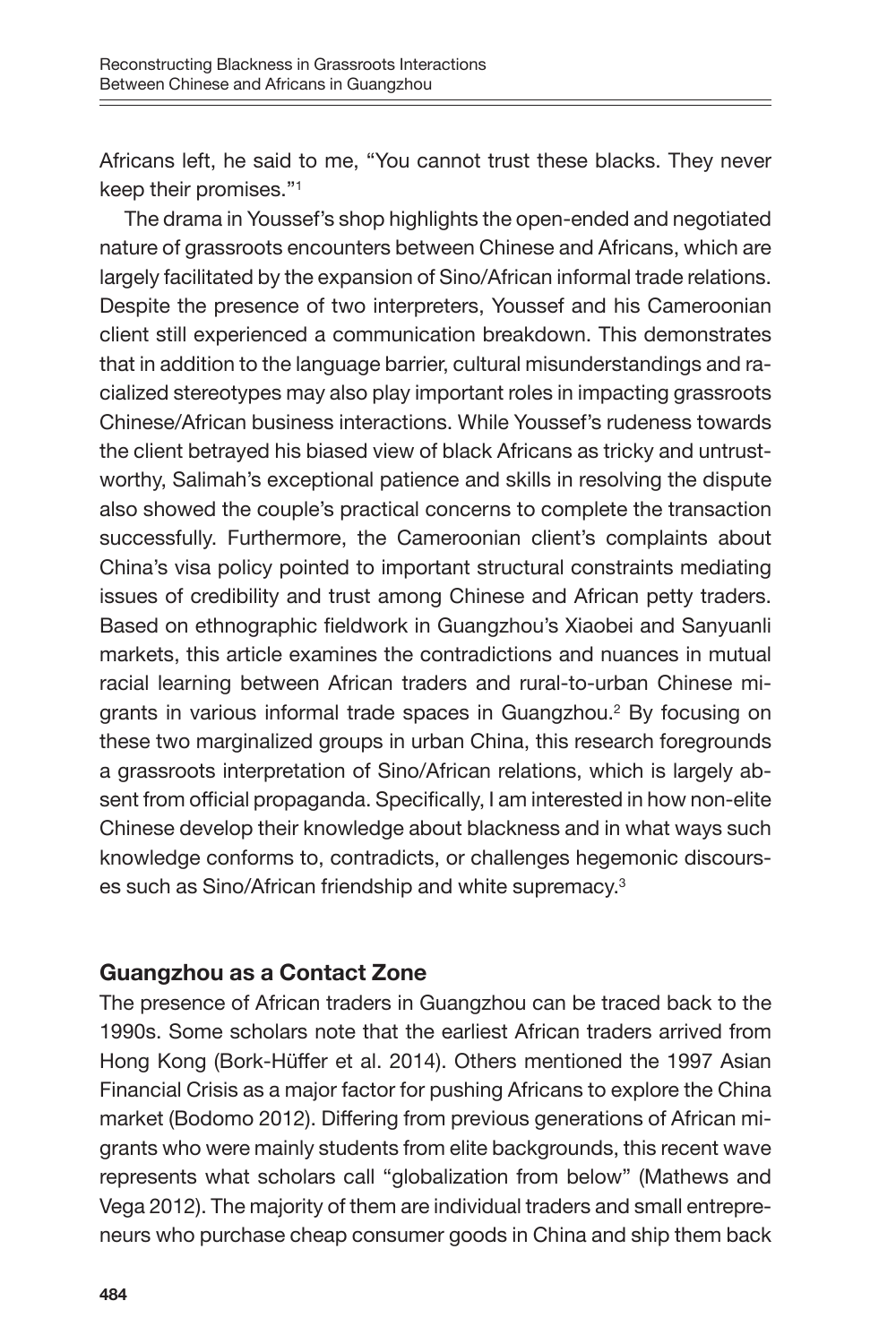Africans left, he said to me, "You cannot trust these blacks. They never keep their promises."[1]

The drama in Youssef's shop highlights the open-ended and negotiated nature of grassroots encounters between Chinese and Africans, which are largely facilitated by the expansion of Sino/African informal trade relations. Despite the presence of two interpreters, Youssef and his Cameroonian client still experienced a communication breakdown. This demonstrates that in addition to the language barrier, cultural misunderstandings and racialized stereotypes may also play important roles in impacting grassroots Chinese/African business interactions. While Youssef's rudeness towards the client betrayed his biased view of black Africans as tricky and untrustworthy, Salimah's exceptional patience and skills in resolving the dispute also showed the couple's practical concerns to complete the transaction successfully. Furthermore, the Cameroonian client's complaints about China's visa policy pointed to important structural constraints mediating issues of credibility and trust among Chinese and African petty traders. Based on ethnographic fieldwork in Guangzhou's Xiaobei and Sanyuanli markets, this article examines the contradictions and nuances in mutual racial learning between African traders and rural-to-urban Chinese migrants in various informal trade spaces in Guangzhou.[2] By focusing on these two marginalized groups in urban China, this research foregrounds a grassroots interpretation of Sino/African relations, which is largely absent from official propaganda. Specifically, I am interested in how non-elite Chinese develop their knowledge about blackness and in what ways such knowledge conforms to, contradicts, or challenges hegemonic discourses such as Sino/African friendship and white supremacy.[3]

## Guangzhou as a Contact Zone

The presence of African traders in Guangzhou can be traced back to the 1990s. Some scholars note that the earliest African traders arrived from Hong Kong (Bork-Hüffer et al. 2014). Others mentioned the 1997 Asian Financial Crisis as a major factor for pushing Africans to explore the China market (Bodomo 2012). Differing from previous generations of African migrants who were mainly students from elite backgrounds, this recent wave represents what scholars call "globalization from below" (Mathews and Vega 2012). The majority of them are individual traders and small entrepreneurs who purchase cheap consumer goods in China and ship them back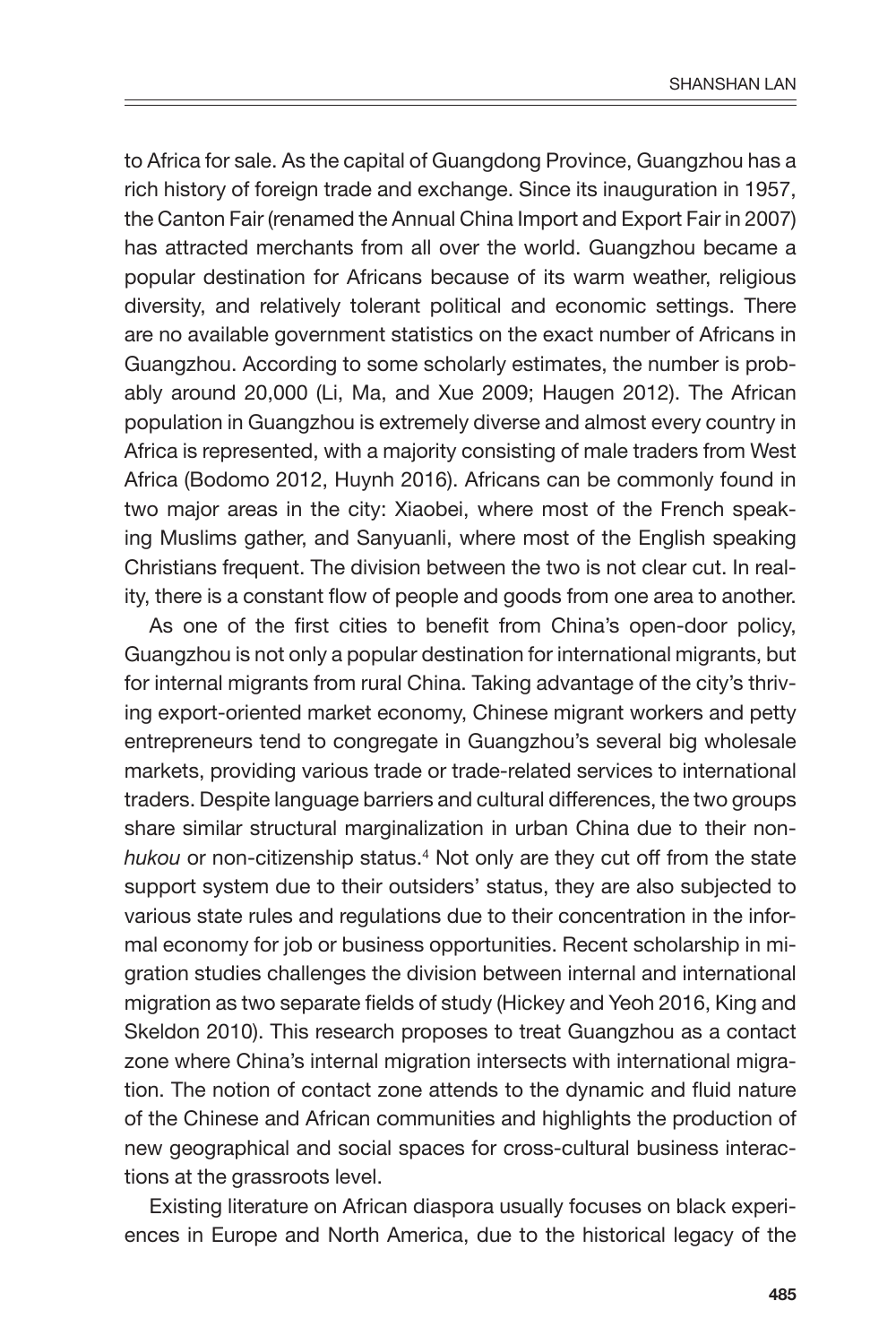to Africa for sale. As the capital of Guangdong Province, Guangzhou has a rich history of foreign trade and exchange. Since its inauguration in 1957, the Canton Fair (renamed the Annual China Import and Export Fair in 2007) has attracted merchants from all over the world. Guangzhou became a popular destination for Africans because of its warm weather, religious diversity, and relatively tolerant political and economic settings. There are no available government statistics on the exact number of Africans in Guangzhou. According to some scholarly estimates, the number is probably around 20,000 (Li, Ma, and Xue 2009; Haugen 2012). The African population in Guangzhou is extremely diverse and almost every country in Africa is represented, with a majority consisting of male traders from West Africa (Bodomo 2012, Huynh 2016). Africans can be commonly found in two major areas in the city: Xiaobei, where most of the French speaking Muslims gather, and Sanyuanli, where most of the English speaking Christians frequent. The division between the two is not clear cut. In reality, there is a constant flow of people and goods from one area to another.

As one of the first cities to benefit from China's open-door policy, Guangzhou is not only a popular destination for international migrants, but for internal migrants from rural China. Taking advantage of the city's thriving export-oriented market economy, Chinese migrant workers and petty entrepreneurs tend to congregate in Guangzhou's several big wholesale markets, providing various trade or trade-related services to international traders. Despite language barriers and cultural differences, the two groups share similar structural marginalization in urban China due to their non-*hukou* or non-citizenship status.[4] Not only are they cut off from the state support system due to their outsiders' status, they are also subjected to various state rules and regulations due to their concentration in the informal economy for job or business opportunities. Recent scholarship in migration studies challenges the division between internal and international migration as two separate fields of study (Hickey and Yeoh 2016, King and Skeldon 2010). This research proposes to treat Guangzhou as a contact zone where China's internal migration intersects with international migration. The notion of contact zone attends to the dynamic and fluid nature of the Chinese and African communities and highlights the production of new geographical and social spaces for cross-cultural business interactions at the grassroots level.

Existing literature on African diaspora usually focuses on black experiences in Europe and North America, due to the historical legacy of the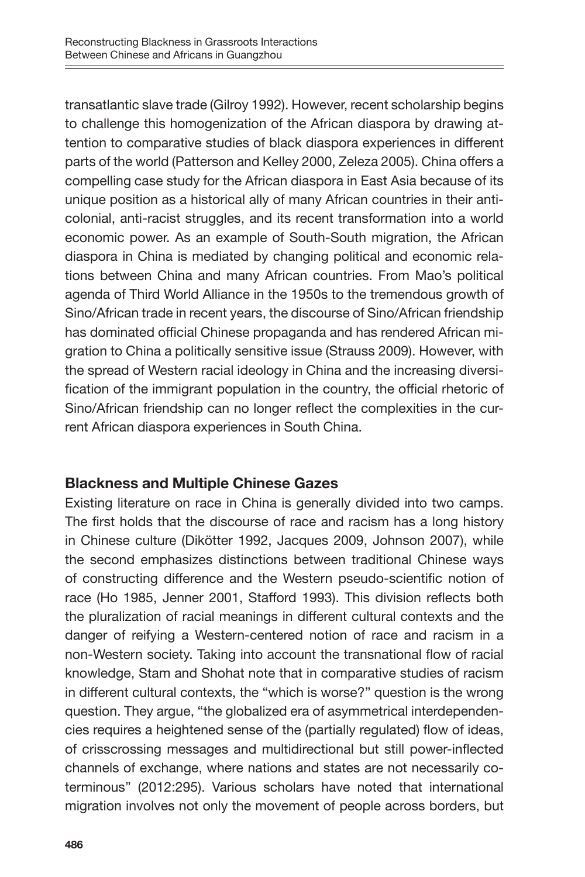transatlantic slave trade (Gilroy 1992). However, recent scholarship begins to challenge this homogenization of the African diaspora by drawing attention to comparative studies of black diaspora experiences in different parts of the world (Patterson and Kelley 2000, Zeleza 2005). China offers a compelling case study for the African diaspora in East Asia because of its unique position as a historical ally of many African countries in their anticolonial, anti-racist struggles, and its recent transformation into a world economic power. As an example of South-South migration, the African diaspora in China is mediated by changing political and economic relations between China and many African countries. From Mao's political agenda of Third World Alliance in the 1950s to the tremendous growth of Sino/African trade in recent years, the discourse of Sino/African friendship has dominated official Chinese propaganda and has rendered African migration to China a politically sensitive issue (Strauss 2009). However, with the spread of Western racial ideology in China and the increasing diversification of the immigrant population in the country, the official rhetoric of Sino/African friendship can no longer reflect the complexities in the current African diaspora experiences in South China.

## Blackness and Multiple Chinese Gazes

Existing literature on race in China is generally divided into two camps. The first holds that the discourse of race and racism has a long history in Chinese culture (Dikötter 1992, Jacques 2009, Johnson 2007), while the second emphasizes distinctions between traditional Chinese ways of constructing difference and the Western pseudo-scientific notion of race (Ho 1985, Jenner 2001, Stafford 1993). This division reflects both the pluralization of racial meanings in different cultural contexts and the danger of reifying a Western-centered notion of race and racism in a non-Western society. Taking into account the transnational flow of racial knowledge, Stam and Shohat note that in comparative studies of racism in different cultural contexts, the "which is worse?" question is the wrong question. They argue, "the globalized era of asymmetrical interdependencies requires a heightened sense of the (partially regulated) flow of ideas, of crisscrossing messages and multidirectional but still power-inflected channels of exchange, where nations and states are not necessarily coterminous" (2012:295). Various scholars have noted that international migration involves not only the movement of people across borders, but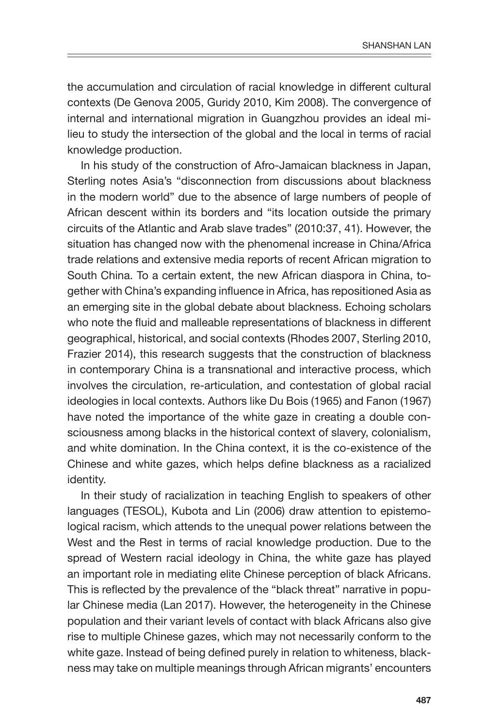the accumulation and circulation of racial knowledge in different cultural contexts (De Genova 2005, Guridy 2010, Kim 2008). The convergence of internal and international migration in Guangzhou provides an ideal milieu to study the intersection of the global and the local in terms of racial knowledge production.

In his study of the construction of Afro-Jamaican blackness in Japan, Sterling notes Asia's "disconnection from discussions about blackness in the modern world" due to the absence of large numbers of people of African descent within its borders and "its location outside the primary circuits of the Atlantic and Arab slave trades" (2010:37, 41). However, the situation has changed now with the phenomenal increase in China/Africa trade relations and extensive media reports of recent African migration to South China. To a certain extent, the new African diaspora in China, together with China's expanding influence in Africa, has repositioned Asia as an emerging site in the global debate about blackness. Echoing scholars who note the fluid and malleable representations of blackness in different geographical, historical, and social contexts (Rhodes 2007, Sterling 2010, Frazier 2014), this research suggests that the construction of blackness in contemporary China is a transnational and interactive process, which involves the circulation, re-articulation, and contestation of global racial ideologies in local contexts. Authors like Du Bois (1965) and Fanon (1967) have noted the importance of the white gaze in creating a double consciousness among blacks in the historical context of slavery, colonialism, and white domination. In the China context, it is the co-existence of the Chinese and white gazes, which helps define blackness as a racialized identity.

In their study of racialization in teaching English to speakers of other languages (TESOL), Kubota and Lin (2006) draw attention to epistemological racism, which attends to the unequal power relations between the West and the Rest in terms of racial knowledge production. Due to the spread of Western racial ideology in China, the white gaze has played an important role in mediating elite Chinese perception of black Africans. This is reflected by the prevalence of the "black threat" narrative in popular Chinese media (Lan 2017). However, the heterogeneity in the Chinese population and their variant levels of contact with black Africans also give rise to multiple Chinese gazes, which may not necessarily conform to the white gaze. Instead of being defined purely in relation to whiteness, blackness may take on multiple meanings through African migrants' encounters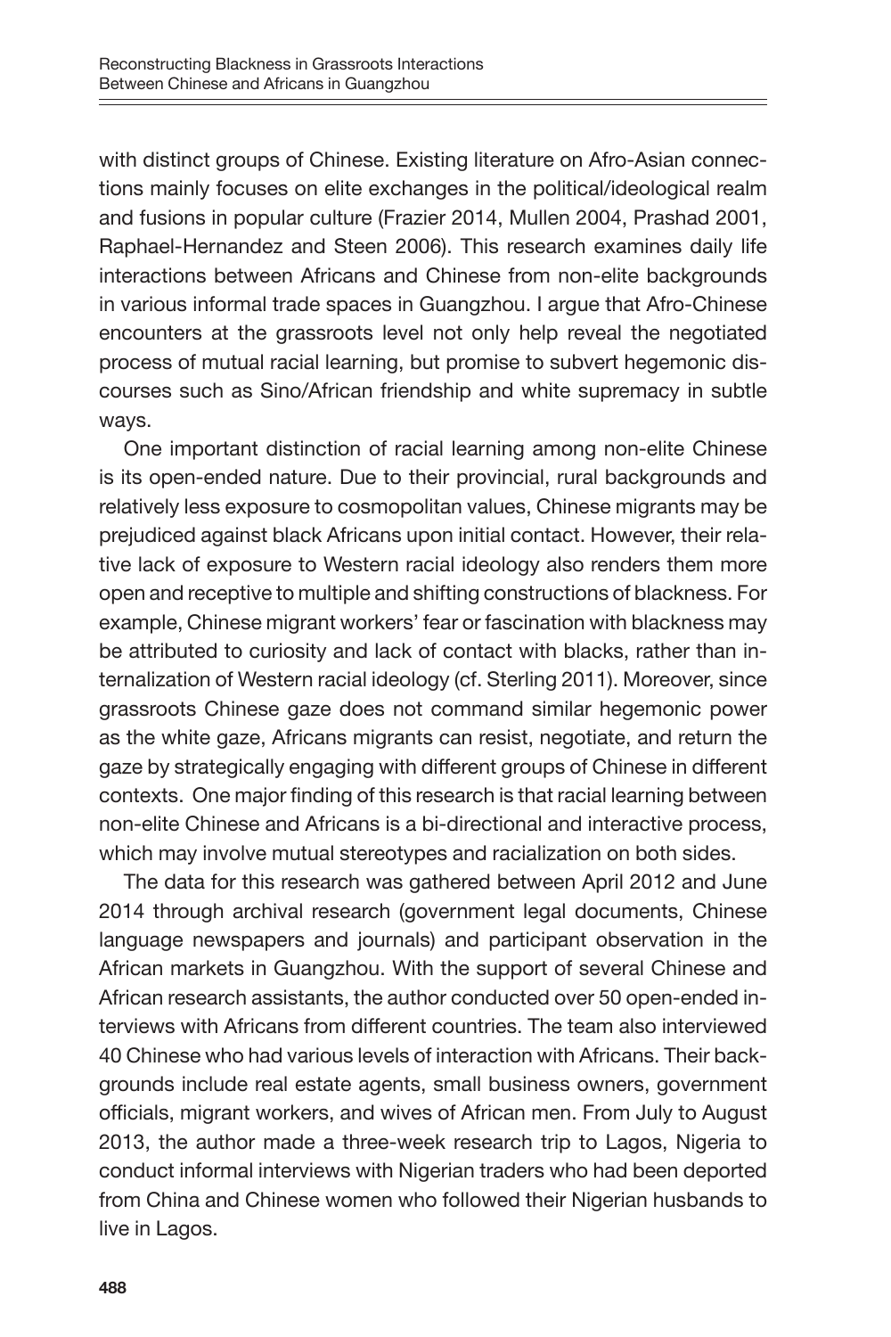with distinct groups of Chinese. Existing literature on Afro-Asian connections mainly focuses on elite exchanges in the political/ideological realm and fusions in popular culture (Frazier 2014, Mullen 2004, Prashad 2001, Raphael-Hernandez and Steen 2006). This research examines daily life interactions between Africans and Chinese from non-elite backgrounds in various informal trade spaces in Guangzhou. I argue that Afro-Chinese encounters at the grassroots level not only help reveal the negotiated process of mutual racial learning, but promise to subvert hegemonic discourses such as Sino/African friendship and white supremacy in subtle ways.

One important distinction of racial learning among non-elite Chinese is its open-ended nature. Due to their provincial, rural backgrounds and relatively less exposure to cosmopolitan values, Chinese migrants may be prejudiced against black Africans upon initial contact. However, their relative lack of exposure to Western racial ideology also renders them more open and receptive to multiple and shifting constructions of blackness. For example, Chinese migrant workers' fear or fascination with blackness may be attributed to curiosity and lack of contact with blacks, rather than internalization of Western racial ideology (cf. Sterling 2011). Moreover, since grassroots Chinese gaze does not command similar hegemonic power as the white gaze, Africans migrants can resist, negotiate, and return the gaze by strategically engaging with different groups of Chinese in different contexts. One major finding of this research is that racial learning between non-elite Chinese and Africans is a bi-directional and interactive process, which may involve mutual stereotypes and racialization on both sides.

The data for this research was gathered between April 2012 and June 2014 through archival research (government legal documents, Chinese language newspapers and journals) and participant observation in the African markets in Guangzhou. With the support of several Chinese and African research assistants, the author conducted over 50 open-ended interviews with Africans from different countries. The team also interviewed 40 Chinese who had various levels of interaction with Africans. Their backgrounds include real estate agents, small business owners, government officials, migrant workers, and wives of African men. From July to August 2013, the author made a three-week research trip to Lagos, Nigeria to conduct informal interviews with Nigerian traders who had been deported from China and Chinese women who followed their Nigerian husbands to live in Lagos.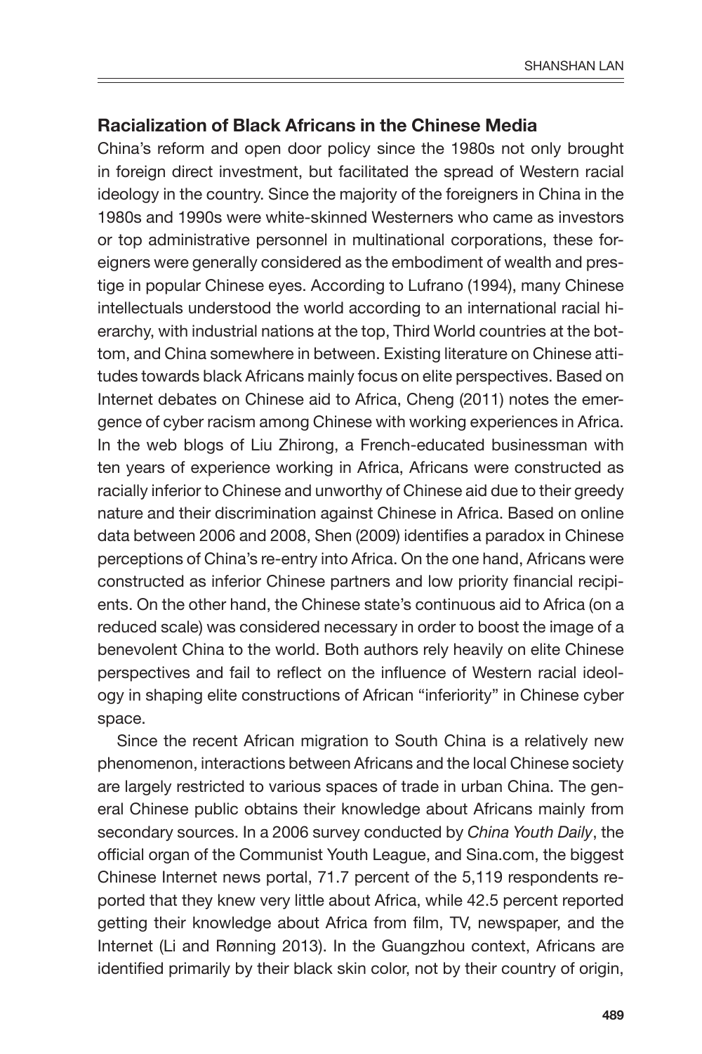### Racialization of Black Africans in the Chinese Media

China's reform and open door policy since the 1980s not only brought in foreign direct investment, but facilitated the spread of Western racial ideology in the country. Since the majority of the foreigners in China in the 1980s and 1990s were white-skinned Westerners who came as investors or top administrative personnel in multinational corporations, these foreigners were generally considered as the embodiment of wealth and prestige in popular Chinese eyes. According to Lufrano (1994), many Chinese intellectuals understood the world according to an international racial hierarchy, with industrial nations at the top, Third World countries at the bottom, and China somewhere in between. Existing literature on Chinese attitudes towards black Africans mainly focus on elite perspectives. Based on Internet debates on Chinese aid to Africa, Cheng (2011) notes the emergence of cyber racism among Chinese with working experiences in Africa. In the web blogs of Liu Zhirong, a French-educated businessman with ten years of experience working in Africa, Africans were constructed as racially inferior to Chinese and unworthy of Chinese aid due to their greedy nature and their discrimination against Chinese in Africa. Based on online data between 2006 and 2008, Shen (2009) identifies a paradox in Chinese perceptions of China's re-entry into Africa. On the one hand, Africans were constructed as inferior Chinese partners and low priority financial recipients. On the other hand, the Chinese state's continuous aid to Africa (on a reduced scale) was considered necessary in order to boost the image of a benevolent China to the world. Both authors rely heavily on elite Chinese perspectives and fail to reflect on the influence of Western racial ideology in shaping elite constructions of African "inferiority" in Chinese cyber space.

Since the recent African migration to South China is a relatively new phenomenon, interactions between Africans and the local Chinese society are largely restricted to various spaces of trade in urban China. The general Chinese public obtains their knowledge about Africans mainly from secondary sources. In a 2006 survey conducted by *China Youth Daily*, the official organ of the Communist Youth League, and Sina.com, the biggest Chinese Internet news portal, 71.7 percent of the 5,119 respondents reported that they knew very little about Africa, while 42.5 percent reported getting their knowledge about Africa from film, TV, newspaper, and the Internet (Li and Rønning 2013). In the Guangzhou context, Africans are identified primarily by their black skin color, not by their country of origin,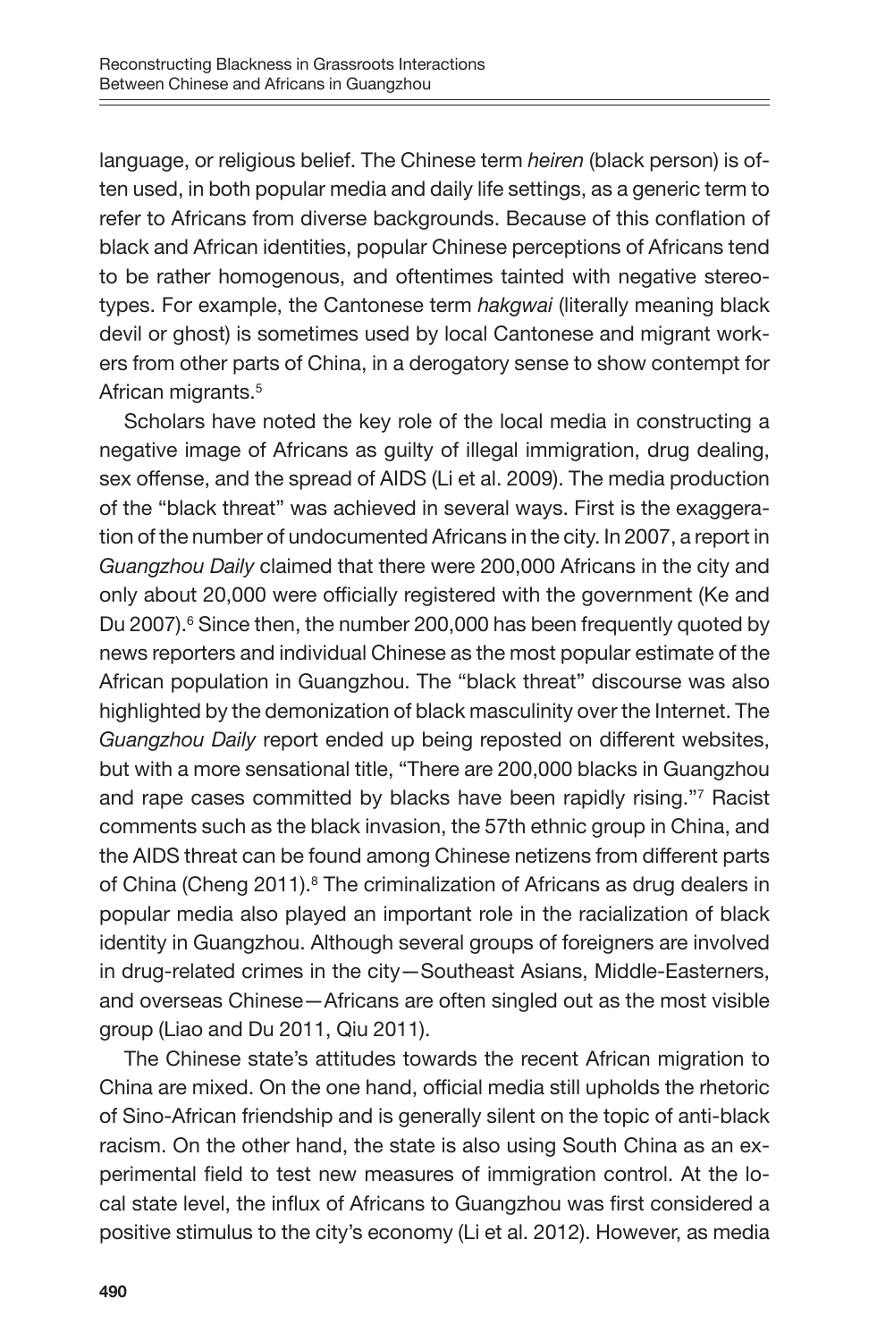language, or religious belief. The Chinese term *heiren* (black person) is often used, in both popular media and daily life settings, as a generic term to refer to Africans from diverse backgrounds. Because of this conflation of black and African identities, popular Chinese perceptions of Africans tend to be rather homogenous, and oftentimes tainted with negative stereotypes. For example, the Cantonese term *hakgwai* (literally meaning black devil or ghost) is sometimes used by local Cantonese and migrant workers from other parts of China, in a derogatory sense to show contempt for African migrants.[5]

Scholars have noted the key role of the local media in constructing a negative image of Africans as guilty of illegal immigration, drug dealing, sex offense, and the spread of AIDS (Li et al. 2009). The media production of the "black threat" was achieved in several ways. First is the exaggeration of the number of undocumented Africans in the city. In 2007, a report in *Guangzhou Daily* claimed that there were 200,000 Africans in the city and only about 20,000 were officially registered with the government (Ke and Du 2007).[6] Since then, the number 200,000 has been frequently quoted by news reporters and individual Chinese as the most popular estimate of the African population in Guangzhou. The "black threat" discourse was also highlighted by the demonization of black masculinity over the Internet. The *Guangzhou Daily* report ended up being reposted on different websites, but with a more sensational title, "There are 200,000 blacks in Guangzhou and rape cases committed by blacks have been rapidly rising."[7] Racist comments such as the black invasion, the 57th ethnic group in China, and the AIDS threat can be found among Chinese netizens from different parts of China (Cheng 2011).[8] The criminalization of Africans as drug dealers in popular media also played an important role in the racialization of black identity in Guangzhou. Although several groups of foreigners are involved in drug-related crimes in the city—Southeast Asians, Middle-Easterners, and overseas Chinese—Africans are often singled out as the most visible group (Liao and Du 2011, Qiu 2011).

The Chinese state's attitudes towards the recent African migration to China are mixed. On the one hand, official media still upholds the rhetoric of Sino-African friendship and is generally silent on the topic of anti-black racism. On the other hand, the state is also using South China as an experimental field to test new measures of immigration control. At the local state level, the influx of Africans to Guangzhou was first considered a positive stimulus to the city's economy (Li et al. 2012). However, as media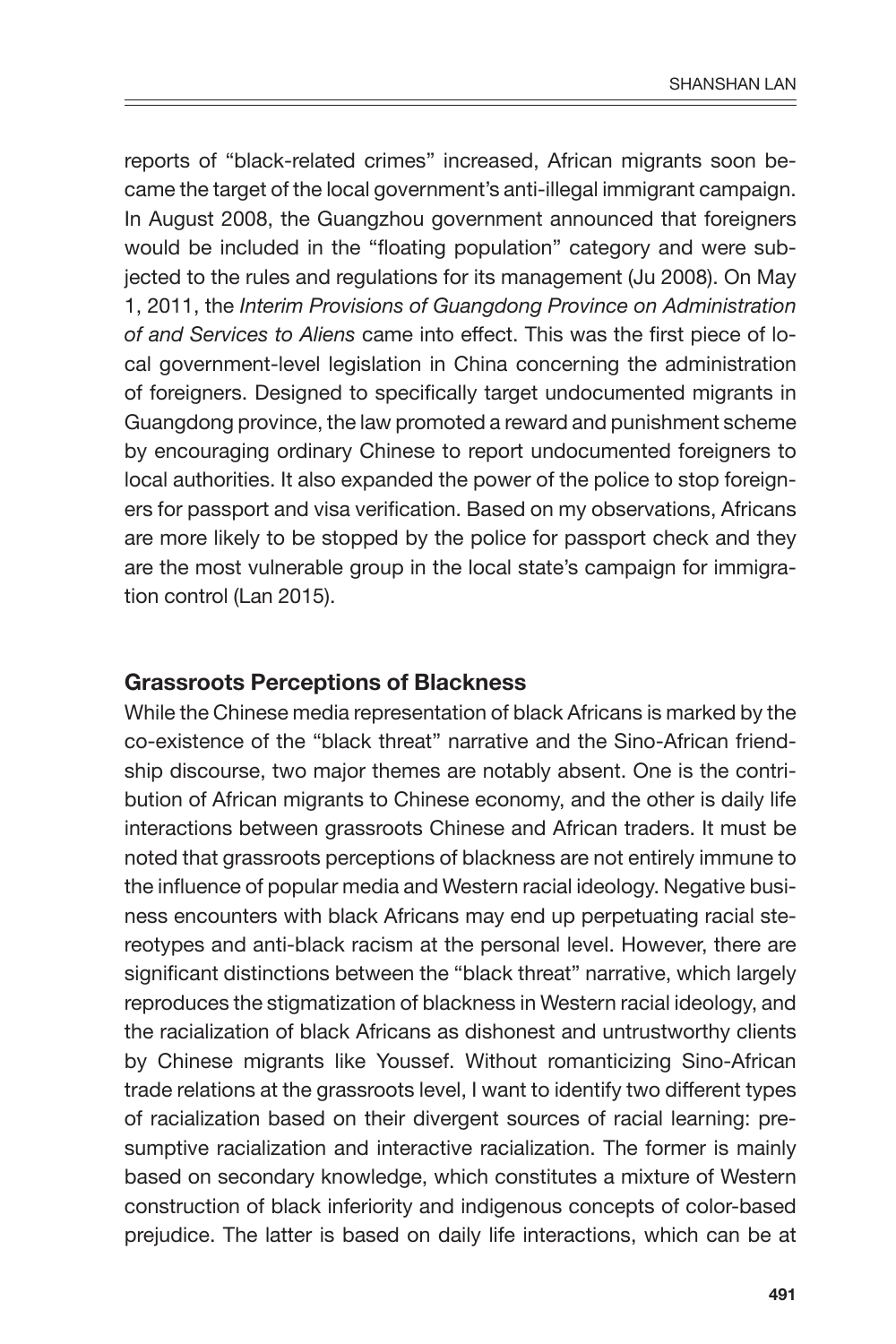reports of "black-related crimes" increased, African migrants soon became the target of the local government's anti-illegal immigrant campaign. In August 2008, the Guangzhou government announced that foreigners would be included in the "floating population" category and were subjected to the rules and regulations for its management (Ju 2008). On May 1, 2011, the *Interim Provisions of Guangdong Province on Administration of and Services to Aliens* came into effect. This was the first piece of local government-level legislation in China concerning the administration of foreigners. Designed to specifically target undocumented migrants in Guangdong province, the law promoted a reward and punishment scheme by encouraging ordinary Chinese to report undocumented foreigners to local authorities. It also expanded the power of the police to stop foreigners for passport and visa verification. Based on my observations, Africans are more likely to be stopped by the police for passport check and they are the most vulnerable group in the local state's campaign for immigration control (Lan 2015).

## Grassroots Perceptions of Blackness

While the Chinese media representation of black Africans is marked by the co-existence of the "black threat" narrative and the Sino-African friendship discourse, two major themes are notably absent. One is the contribution of African migrants to Chinese economy, and the other is daily life interactions between grassroots Chinese and African traders. It must be noted that grassroots perceptions of blackness are not entirely immune to the influence of popular media and Western racial ideology. Negative business encounters with black Africans may end up perpetuating racial stereotypes and anti-black racism at the personal level. However, there are significant distinctions between the "black threat" narrative, which largely reproduces the stigmatization of blackness in Western racial ideology, and the racialization of black Africans as dishonest and untrustworthy clients by Chinese migrants like Youssef. Without romanticizing Sino-African trade relations at the grassroots level, I want to identify two different types of racialization based on their divergent sources of racial learning: presumptive racialization and interactive racialization. The former is mainly based on secondary knowledge, which constitutes a mixture of Western construction of black inferiority and indigenous concepts of color-based prejudice. The latter is based on daily life interactions, which can be at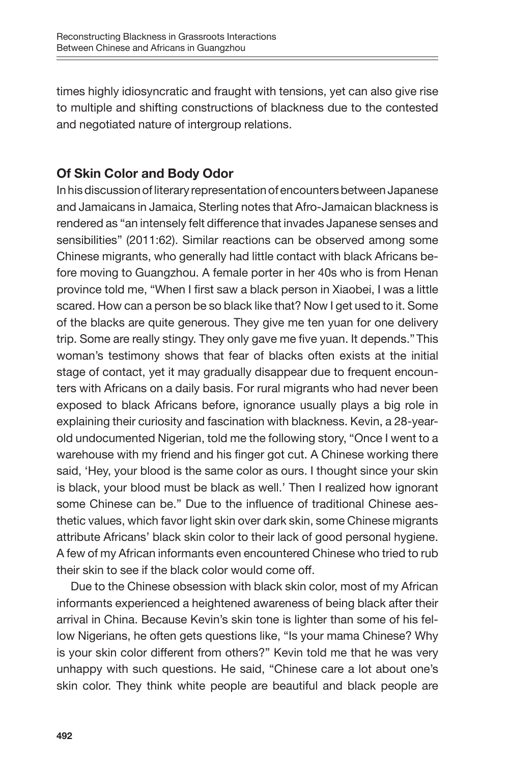times highly idiosyncratic and fraught with tensions, yet can also give rise to multiple and shifting constructions of blackness due to the contested and negotiated nature of intergroup relations.

## Of Skin Color and Body Odor

In his discussion of literary representation of encounters between Japanese and Jamaicans in Jamaica, Sterling notes that Afro-Jamaican blackness is rendered as "an intensely felt difference that invades Japanese senses and sensibilities" (2011:62). Similar reactions can be observed among some Chinese migrants, who generally had little contact with black Africans before moving to Guangzhou. A female porter in her 40s who is from Henan province told me, "When I first saw a black person in Xiaobei, I was a little scared. How can a person be so black like that? Now I get used to it. Some of the blacks are quite generous. They give me ten yuan for one delivery trip. Some are really stingy. They only gave me five yuan. It depends." This woman's testimony shows that fear of blacks often exists at the initial stage of contact, yet it may gradually disappear due to frequent encounters with Africans on a daily basis. For rural migrants who had never been exposed to black Africans before, ignorance usually plays a big role in explaining their curiosity and fascination with blackness. Kevin, a 28-year-old undocumented Nigerian, told me the following story, "Once I went to a warehouse with my friend and his finger got cut. A Chinese working there said, 'Hey, your blood is the same color as ours. I thought since your skin is black, your blood must be black as well.' Then I realized how ignorant some Chinese can be." Due to the influence of traditional Chinese aesthetic values, which favor light skin over dark skin, some Chinese migrants attribute Africans' black skin color to their lack of good personal hygiene. A few of my African informants even encountered Chinese who tried to rub their skin to see if the black color would come off.

Due to the Chinese obsession with black skin color, most of my African informants experienced a heightened awareness of being black after their arrival in China. Because Kevin's skin tone is lighter than some of his fellow Nigerians, he often gets questions like, "Is your mama Chinese? Why is your skin color different from others?" Kevin told me that he was very unhappy with such questions. He said, "Chinese care a lot about one's skin color. They think white people are beautiful and black people are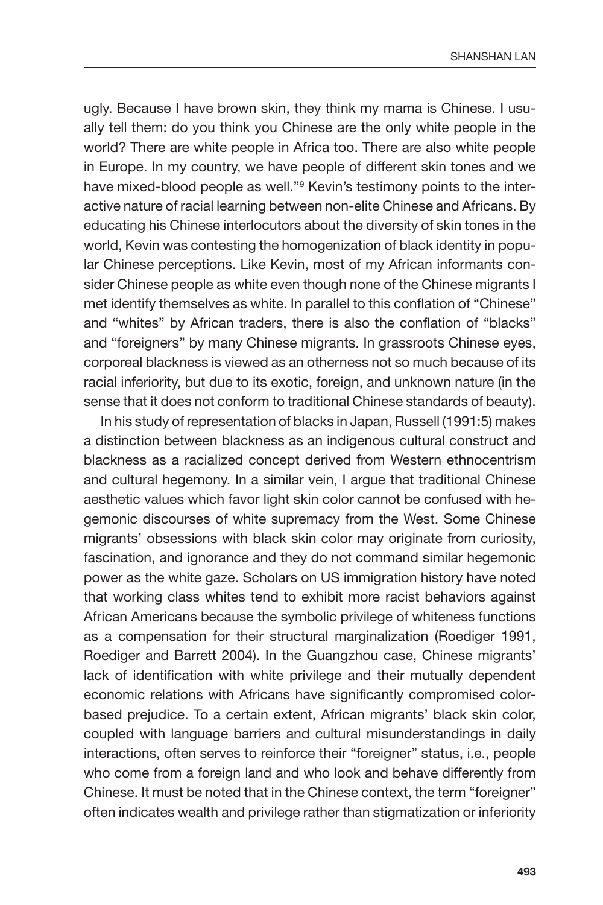ugly. Because I have brown skin, they think my mama is Chinese. I usually tell them: do you think you Chinese are the only white people in the world? There are white people in Africa too. There are also white people in Europe. In my country, we have people of different skin tones and we have mixed-blood people as well."[9] Kevin's testimony points to the interactive nature of racial learning between non-elite Chinese and Africans. By educating his Chinese interlocutors about the diversity of skin tones in the world, Kevin was contesting the homogenization of black identity in popular Chinese perceptions. Like Kevin, most of my African informants consider Chinese people as white even though none of the Chinese migrants I met identify themselves as white. In parallel to this conflation of "Chinese" and "whites" by African traders, there is also the conflation of "blacks" and "foreigners" by many Chinese migrants. In grassroots Chinese eyes, corporeal blackness is viewed as an otherness not so much because of its racial inferiority, but due to its exotic, foreign, and unknown nature (in the sense that it does not conform to traditional Chinese standards of beauty).

In his study of representation of blacks in Japan, Russell (1991:5) makes a distinction between blackness as an indigenous cultural construct and blackness as a racialized concept derived from Western ethnocentrism and cultural hegemony. In a similar vein, I argue that traditional Chinese aesthetic values which favor light skin color cannot be confused with hegemonic discourses of white supremacy from the West. Some Chinese migrants' obsessions with black skin color may originate from curiosity, fascination, and ignorance and they do not command similar hegemonic power as the white gaze. Scholars on US immigration history have noted that working class whites tend to exhibit more racist behaviors against African Americans because the symbolic privilege of whiteness functions as a compensation for their structural marginalization (Roediger 1991, Roediger and Barrett 2004). In the Guangzhou case, Chinese migrants' lack of identification with white privilege and their mutually dependent economic relations with Africans have significantly compromised color-based prejudice. To a certain extent, African migrants' black skin color, coupled with language barriers and cultural misunderstandings in daily interactions, often serves to reinforce their "foreigner" status, i.e., people who come from a foreign land and who look and behave differently from Chinese. It must be noted that in the Chinese context, the term "foreigner" often indicates wealth and privilege rather than stigmatization or inferiority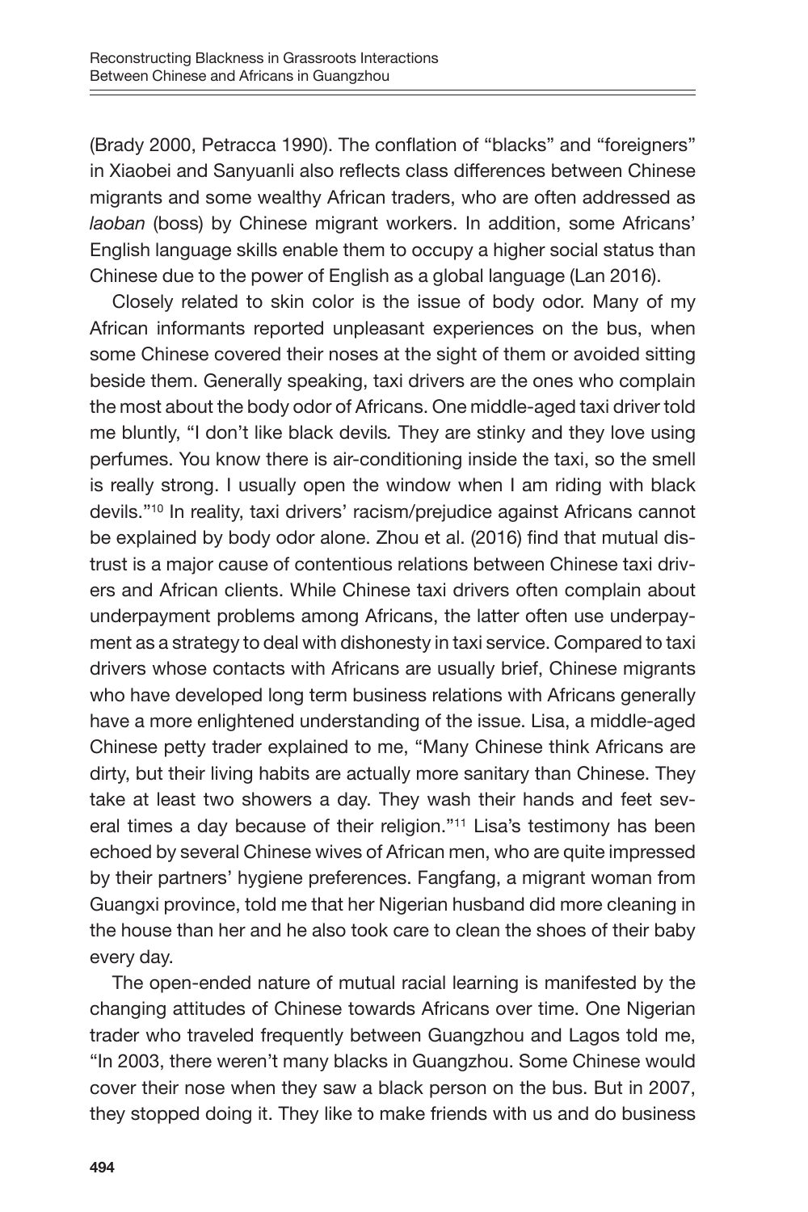(Brady 2000, Petracca 1990). The conflation of "blacks" and "foreigners" in Xiaobei and Sanyuanli also reflects class differences between Chinese migrants and some wealthy African traders, who are often addressed as *laoban* (boss) by Chinese migrant workers. In addition, some Africans' English language skills enable them to occupy a higher social status than Chinese due to the power of English as a global language (Lan 2016).

Closely related to skin color is the issue of body odor. Many of my African informants reported unpleasant experiences on the bus, when some Chinese covered their noses at the sight of them or avoided sitting beside them. Generally speaking, taxi drivers are the ones who complain the most about the body odor of Africans. One middle-aged taxi driver told me bluntly, "I don't like black devils*.* They are stinky and they love using perfumes. You know there is air-conditioning inside the taxi, so the smell is really strong. I usually open the window when I am riding with black devils."[10] In reality, taxi drivers' racism/prejudice against Africans cannot be explained by body odor alone. Zhou et al. (2016) find that mutual distrust is a major cause of contentious relations between Chinese taxi drivers and African clients. While Chinese taxi drivers often complain about underpayment problems among Africans, the latter often use underpayment as a strategy to deal with dishonesty in taxi service. Compared to taxi drivers whose contacts with Africans are usually brief, Chinese migrants who have developed long term business relations with Africans generally have a more enlightened understanding of the issue. Lisa, a middle-aged Chinese petty trader explained to me, "Many Chinese think Africans are dirty, but their living habits are actually more sanitary than Chinese. They take at least two showers a day. They wash their hands and feet several times a day because of their religion."[11] Lisa's testimony has been echoed by several Chinese wives of African men, who are quite impressed by their partners' hygiene preferences. Fangfang, a migrant woman from Guangxi province, told me that her Nigerian husband did more cleaning in the house than her and he also took care to clean the shoes of their baby every day.

The open-ended nature of mutual racial learning is manifested by the changing attitudes of Chinese towards Africans over time. One Nigerian trader who traveled frequently between Guangzhou and Lagos told me, "In 2003, there weren't many blacks in Guangzhou. Some Chinese would cover their nose when they saw a black person on the bus. But in 2007, they stopped doing it. They like to make friends with us and do business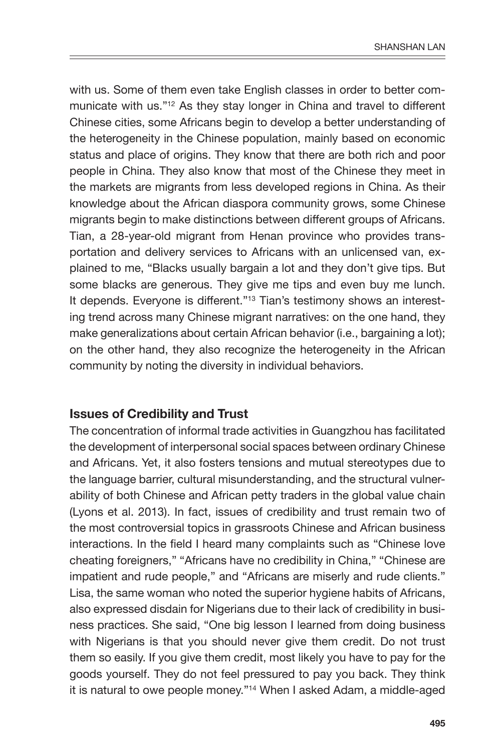with us. Some of them even take English classes in order to better communicate with us."[12] As they stay longer in China and travel to different Chinese cities, some Africans begin to develop a better understanding of the heterogeneity in the Chinese population, mainly based on economic status and place of origins. They know that there are both rich and poor people in China. They also know that most of the Chinese they meet in the markets are migrants from less developed regions in China. As their knowledge about the African diaspora community grows, some Chinese migrants begin to make distinctions between different groups of Africans. Tian, a 28-year-old migrant from Henan province who provides transportation and delivery services to Africans with an unlicensed van, explained to me, "Blacks usually bargain a lot and they don't give tips. But some blacks are generous. They give me tips and even buy me lunch. It depends. Everyone is different."[13] Tian's testimony shows an interesting trend across many Chinese migrant narratives: on the one hand, they make generalizations about certain African behavior (i.e., bargaining a lot); on the other hand, they also recognize the heterogeneity in the African community by noting the diversity in individual behaviors.

### Issues of Credibility and Trust

The concentration of informal trade activities in Guangzhou has facilitated the development of interpersonal social spaces between ordinary Chinese and Africans. Yet, it also fosters tensions and mutual stereotypes due to the language barrier, cultural misunderstanding, and the structural vulnerability of both Chinese and African petty traders in the global value chain (Lyons et al. 2013). In fact, issues of credibility and trust remain two of the most controversial topics in grassroots Chinese and African business interactions. In the field I heard many complaints such as "Chinese love cheating foreigners," "Africans have no credibility in China," "Chinese are impatient and rude people," and "Africans are miserly and rude clients." Lisa, the same woman who noted the superior hygiene habits of Africans, also expressed disdain for Nigerians due to their lack of credibility in business practices. She said, "One big lesson I learned from doing business with Nigerians is that you should never give them credit. Do not trust them so easily. If you give them credit, most likely you have to pay for the goods yourself. They do not feel pressured to pay you back. They think it is natural to owe people money."[14] When I asked Adam, a middle-aged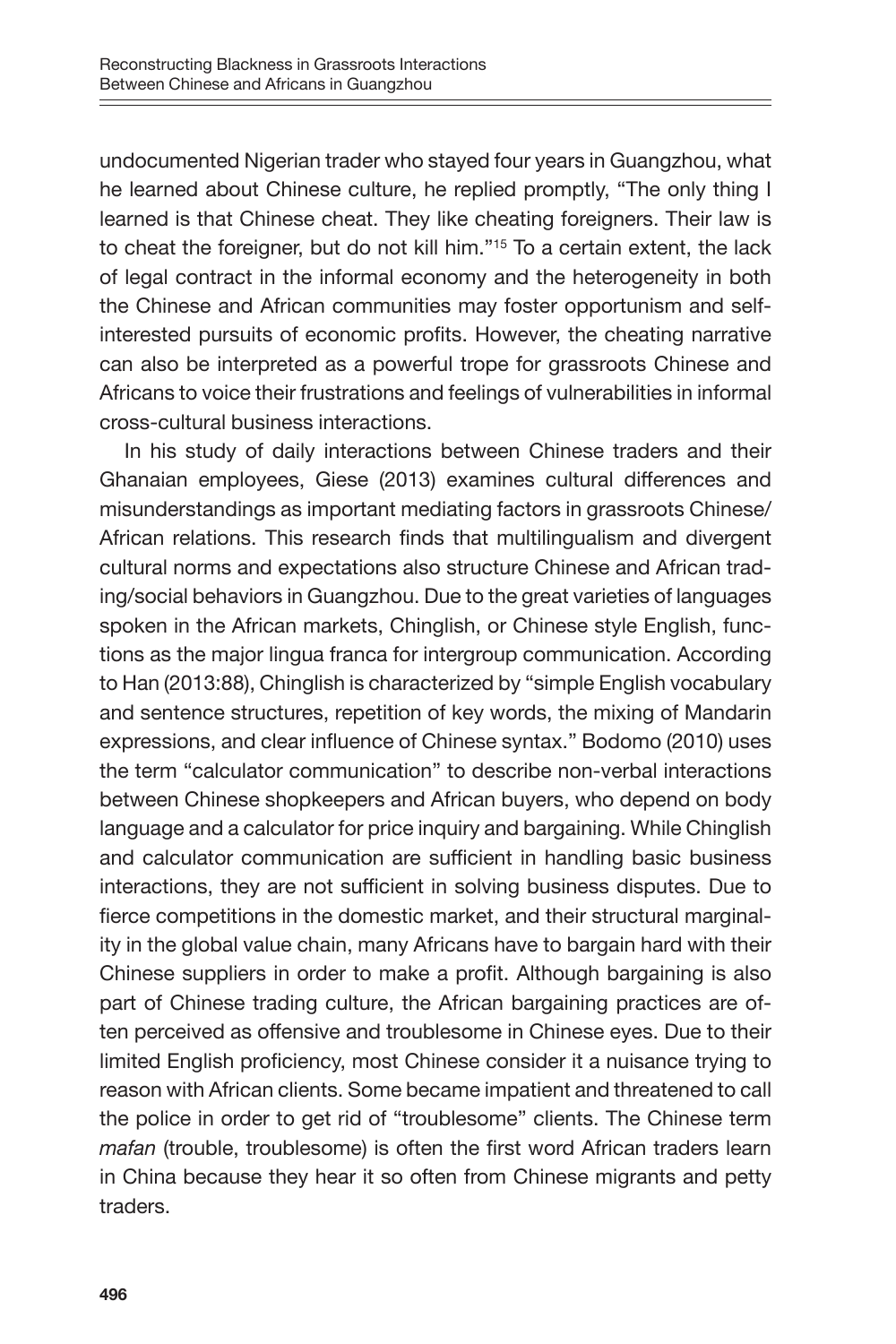undocumented Nigerian trader who stayed four years in Guangzhou, what he learned about Chinese culture, he replied promptly, "The only thing I learned is that Chinese cheat. They like cheating foreigners. Their law is to cheat the foreigner, but do not kill him."[15] To a certain extent, the lack of legal contract in the informal economy and the heterogeneity in both the Chinese and African communities may foster opportunism and self-interested pursuits of economic profits. However, the cheating narrative can also be interpreted as a powerful trope for grassroots Chinese and Africans to voice their frustrations and feelings of vulnerabilities in informal cross-cultural business interactions.

In his study of daily interactions between Chinese traders and their Ghanaian employees, Giese (2013) examines cultural differences and misunderstandings as important mediating factors in grassroots Chinese/African relations. This research finds that multilingualism and divergent cultural norms and expectations also structure Chinese and African trading/social behaviors in Guangzhou. Due to the great varieties of languages spoken in the African markets, Chinglish, or Chinese style English, functions as the major lingua franca for intergroup communication. According to Han (2013:88), Chinglish is characterized by "simple English vocabulary and sentence structures, repetition of key words, the mixing of Mandarin expressions, and clear influence of Chinese syntax." Bodomo (2010) uses the term "calculator communication" to describe non-verbal interactions between Chinese shopkeepers and African buyers, who depend on body language and a calculator for price inquiry and bargaining. While Chinglish and calculator communication are sufficient in handling basic business interactions, they are not sufficient in solving business disputes. Due to fierce competitions in the domestic market, and their structural marginality in the global value chain, many Africans have to bargain hard with their Chinese suppliers in order to make a profit. Although bargaining is also part of Chinese trading culture, the African bargaining practices are often perceived as offensive and troublesome in Chinese eyes. Due to their limited English proficiency, most Chinese consider it a nuisance trying to reason with African clients. Some became impatient and threatened to call the police in order to get rid of "troublesome" clients. The Chinese term *mafan* (trouble, troublesome) is often the first word African traders learn in China because they hear it so often from Chinese migrants and petty traders.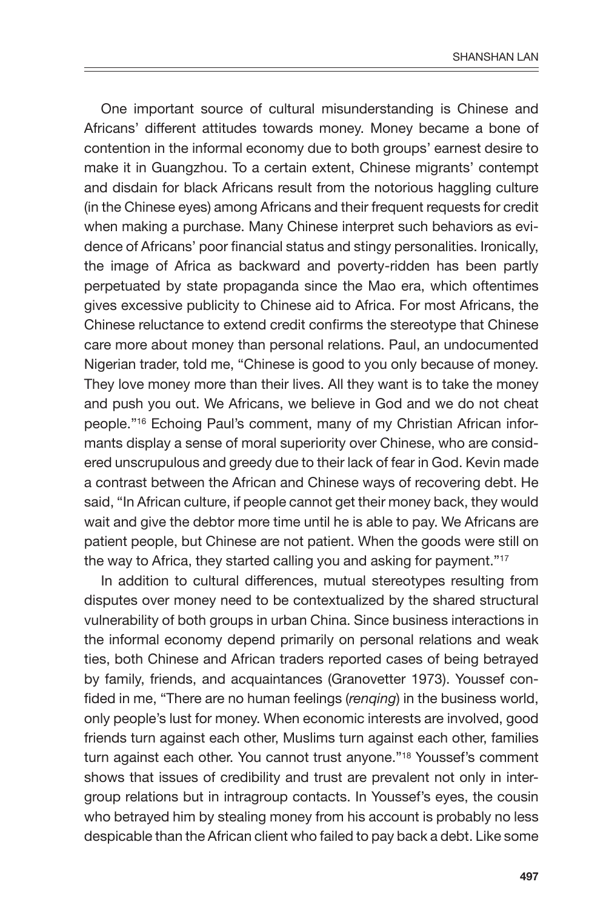One important source of cultural misunderstanding is Chinese and Africans' different attitudes towards money. Money became a bone of contention in the informal economy due to both groups' earnest desire to make it in Guangzhou. To a certain extent, Chinese migrants' contempt and disdain for black Africans result from the notorious haggling culture (in the Chinese eyes) among Africans and their frequent requests for credit when making a purchase. Many Chinese interpret such behaviors as evidence of Africans' poor financial status and stingy personalities. Ironically, the image of Africa as backward and poverty-ridden has been partly perpetuated by state propaganda since the Mao era, which oftentimes gives excessive publicity to Chinese aid to Africa. For most Africans, the Chinese reluctance to extend credit confirms the stereotype that Chinese care more about money than personal relations. Paul, an undocumented Nigerian trader, told me, "Chinese is good to you only because of money. They love money more than their lives. All they want is to take the money and push you out. We Africans, we believe in God and we do not cheat people."[16] Echoing Paul's comment, many of my Christian African informants display a sense of moral superiority over Chinese, who are considered unscrupulous and greedy due to their lack of fear in God. Kevin made a contrast between the African and Chinese ways of recovering debt. He said, "In African culture, if people cannot get their money back, they would wait and give the debtor more time until he is able to pay. We Africans are patient people, but Chinese are not patient. When the goods were still on the way to Africa, they started calling you and asking for payment."[17]

In addition to cultural differences, mutual stereotypes resulting from disputes over money need to be contextualized by the shared structural vulnerability of both groups in urban China. Since business interactions in the informal economy depend primarily on personal relations and weak ties, both Chinese and African traders reported cases of being betrayed by family, friends, and acquaintances (Granovetter 1973). Youssef confided in me, "There are no human feelings (*renqing*) in the business world, only people's lust for money. When economic interests are involved, good friends turn against each other, Muslims turn against each other, families turn against each other. You cannot trust anyone."[18] Youssef's comment shows that issues of credibility and trust are prevalent not only in intergroup relations but in intragroup contacts. In Youssef's eyes, the cousin who betrayed him by stealing money from his account is probably no less despicable than the African client who failed to pay back a debt. Like some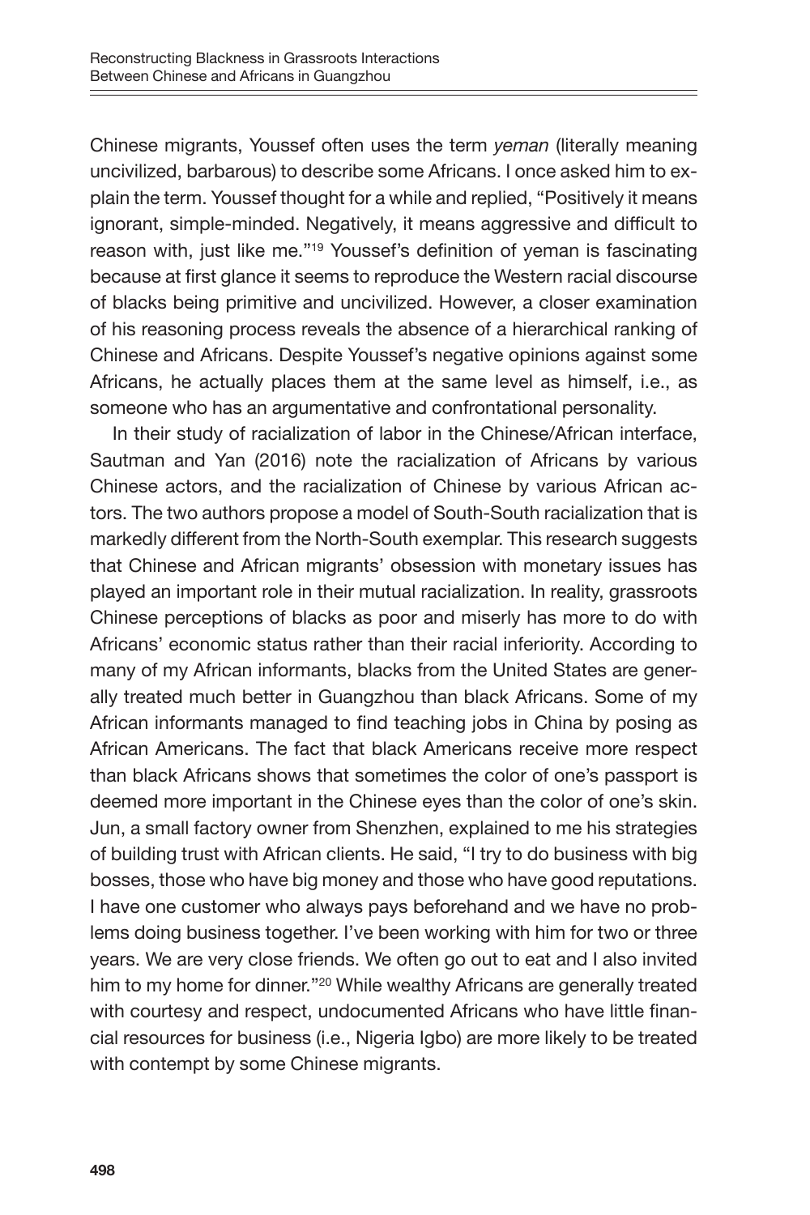Chinese migrants, Youssef often uses the term *yeman* (literally meaning uncivilized, barbarous) to describe some Africans. I once asked him to explain the term. Youssef thought for a while and replied, "Positively it means ignorant, simple-minded. Negatively, it means aggressive and difficult to reason with, just like me."[19] Youssef's definition of yeman is fascinating because at first glance it seems to reproduce the Western racial discourse of blacks being primitive and uncivilized. However, a closer examination of his reasoning process reveals the absence of a hierarchical ranking of Chinese and Africans. Despite Youssef's negative opinions against some Africans, he actually places them at the same level as himself, i.e., as someone who has an argumentative and confrontational personality.

In their study of racialization of labor in the Chinese/African interface, Sautman and Yan (2016) note the racialization of Africans by various Chinese actors, and the racialization of Chinese by various African actors. The two authors propose a model of South-South racialization that is markedly different from the North-South exemplar. This research suggests that Chinese and African migrants' obsession with monetary issues has played an important role in their mutual racialization. In reality, grassroots Chinese perceptions of blacks as poor and miserly has more to do with Africans' economic status rather than their racial inferiority. According to many of my African informants, blacks from the United States are generally treated much better in Guangzhou than black Africans. Some of my African informants managed to find teaching jobs in China by posing as African Americans. The fact that black Americans receive more respect than black Africans shows that sometimes the color of one's passport is deemed more important in the Chinese eyes than the color of one's skin. Jun, a small factory owner from Shenzhen, explained to me his strategies of building trust with African clients. He said, "I try to do business with big bosses, those who have big money and those who have good reputations. I have one customer who always pays beforehand and we have no problems doing business together. I've been working with him for two or three years. We are very close friends. We often go out to eat and I also invited him to my home for dinner."[20] While wealthy Africans are generally treated with courtesy and respect, undocumented Africans who have little financial resources for business (i.e., Nigeria Igbo) are more likely to be treated with contempt by some Chinese migrants.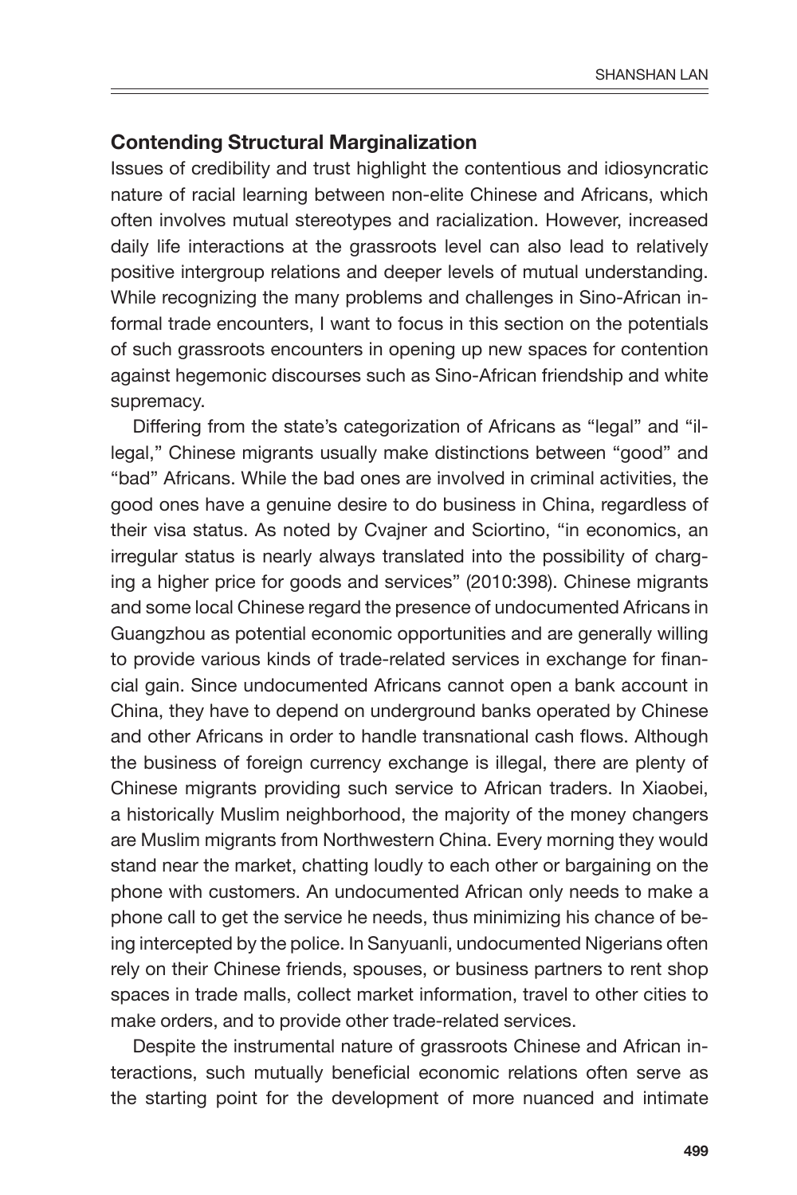## Contending Structural Marginalization

Issues of credibility and trust highlight the contentious and idiosyncratic nature of racial learning between non-elite Chinese and Africans, which often involves mutual stereotypes and racialization. However, increased daily life interactions at the grassroots level can also lead to relatively positive intergroup relations and deeper levels of mutual understanding. While recognizing the many problems and challenges in Sino-African informal trade encounters, I want to focus in this section on the potentials of such grassroots encounters in opening up new spaces for contention against hegemonic discourses such as Sino-African friendship and white supremacy.

Differing from the state's categorization of Africans as "legal" and "illegal," Chinese migrants usually make distinctions between "good" and "bad" Africans. While the bad ones are involved in criminal activities, the good ones have a genuine desire to do business in China, regardless of their visa status. As noted by Cvajner and Sciortino, "in economics, an irregular status is nearly always translated into the possibility of charging a higher price for goods and services" (2010:398). Chinese migrants and some local Chinese regard the presence of undocumented Africans in Guangzhou as potential economic opportunities and are generally willing to provide various kinds of trade-related services in exchange for financial gain. Since undocumented Africans cannot open a bank account in China, they have to depend on underground banks operated by Chinese and other Africans in order to handle transnational cash flows. Although the business of foreign currency exchange is illegal, there are plenty of Chinese migrants providing such service to African traders. In Xiaobei, a historically Muslim neighborhood, the majority of the money changers are Muslim migrants from Northwestern China. Every morning they would stand near the market, chatting loudly to each other or bargaining on the phone with customers. An undocumented African only needs to make a phone call to get the service he needs, thus minimizing his chance of being intercepted by the police. In Sanyuanli, undocumented Nigerians often rely on their Chinese friends, spouses, or business partners to rent shop spaces in trade malls, collect market information, travel to other cities to make orders, and to provide other trade-related services.

Despite the instrumental nature of grassroots Chinese and African interactions, such mutually beneficial economic relations often serve as the starting point for the development of more nuanced and intimate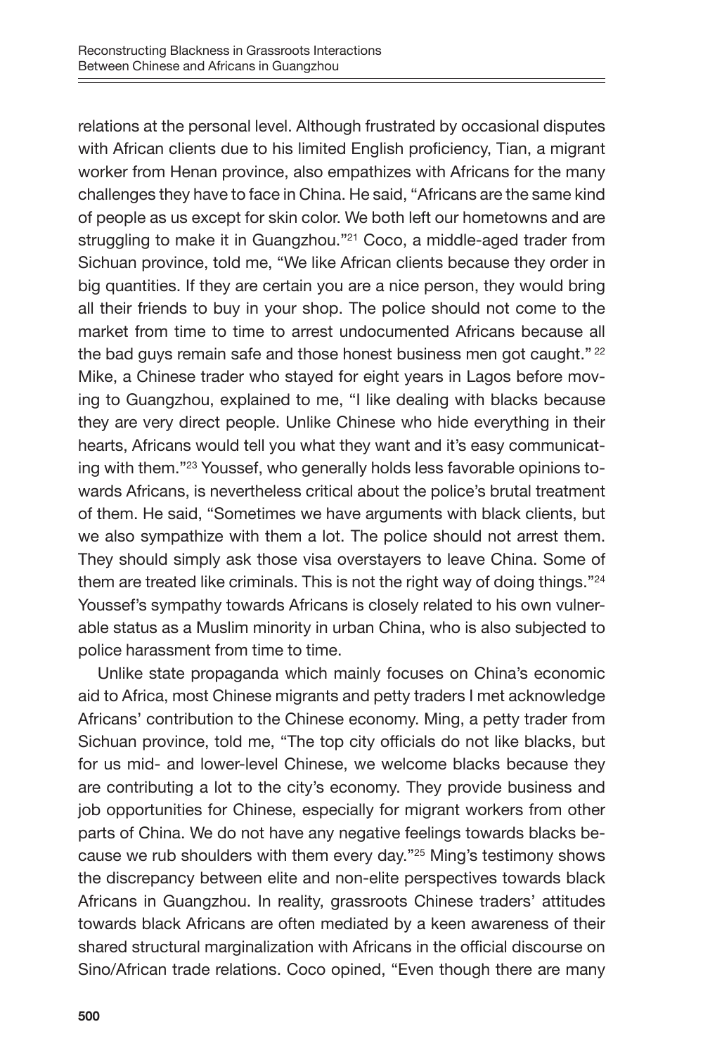relations at the personal level. Although frustrated by occasional disputes with African clients due to his limited English proficiency, Tian, a migrant worker from Henan province, also empathizes with Africans for the many challenges they have to face in China. He said, "Africans are the same kind of people as us except for skin color. We both left our hometowns and are struggling to make it in Guangzhou."[21] Coco, a middle-aged trader from Sichuan province, told me, "We like African clients because they order in big quantities. If they are certain you are a nice person, they would bring all their friends to buy in your shop. The police should not come to the market from time to time to arrest undocumented Africans because all the bad guys remain safe and those honest business men got caught." [22] Mike, a Chinese trader who stayed for eight years in Lagos before moving to Guangzhou, explained to me, "I like dealing with blacks because they are very direct people. Unlike Chinese who hide everything in their hearts, Africans would tell you what they want and it's easy communicating with them."[23] Youssef, who generally holds less favorable opinions towards Africans, is nevertheless critical about the police's brutal treatment of them. He said, "Sometimes we have arguments with black clients, but we also sympathize with them a lot. The police should not arrest them. They should simply ask those visa overstayers to leave China. Some of them are treated like criminals. This is not the right way of doing things."[24] Youssef's sympathy towards Africans is closely related to his own vulnerable status as a Muslim minority in urban China, who is also subjected to police harassment from time to time.

Unlike state propaganda which mainly focuses on China's economic aid to Africa, most Chinese migrants and petty traders I met acknowledge Africans' contribution to the Chinese economy. Ming, a petty trader from Sichuan province, told me, "The top city officials do not like blacks, but for us mid- and lower-level Chinese, we welcome blacks because they are contributing a lot to the city's economy. They provide business and job opportunities for Chinese, especially for migrant workers from other parts of China. We do not have any negative feelings towards blacks because we rub shoulders with them every day."[25] Ming's testimony shows the discrepancy between elite and non-elite perspectives towards black Africans in Guangzhou. In reality, grassroots Chinese traders' attitudes towards black Africans are often mediated by a keen awareness of their shared structural marginalization with Africans in the official discourse on Sino/African trade relations. Coco opined, "Even though there are many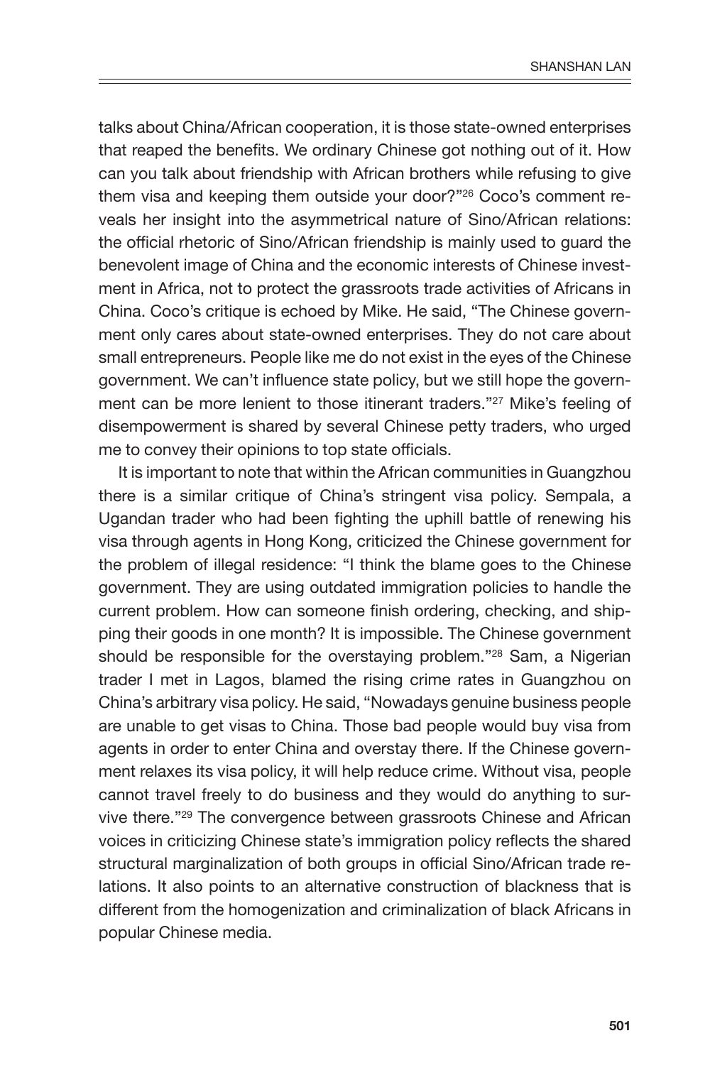talks about China/African cooperation, it is those state-owned enterprises that reaped the benefits. We ordinary Chinese got nothing out of it. How can you talk about friendship with African brothers while refusing to give them visa and keeping them outside your door?"[26] Coco's comment reveals her insight into the asymmetrical nature of Sino/African relations: the official rhetoric of Sino/African friendship is mainly used to guard the benevolent image of China and the economic interests of Chinese investment in Africa, not to protect the grassroots trade activities of Africans in China. Coco's critique is echoed by Mike. He said, "The Chinese government only cares about state-owned enterprises. They do not care about small entrepreneurs. People like me do not exist in the eyes of the Chinese government. We can't influence state policy, but we still hope the government can be more lenient to those itinerant traders."[27] Mike's feeling of disempowerment is shared by several Chinese petty traders, who urged me to convey their opinions to top state officials.

It is important to note that within the African communities in Guangzhou there is a similar critique of China's stringent visa policy. Sempala, a Ugandan trader who had been fighting the uphill battle of renewing his visa through agents in Hong Kong, criticized the Chinese government for the problem of illegal residence: "I think the blame goes to the Chinese government. They are using outdated immigration policies to handle the current problem. How can someone finish ordering, checking, and shipping their goods in one month? It is impossible. The Chinese government should be responsible for the overstaying problem."[28] Sam, a Nigerian trader I met in Lagos, blamed the rising crime rates in Guangzhou on China's arbitrary visa policy. He said, "Nowadays genuine business people are unable to get visas to China. Those bad people would buy visa from agents in order to enter China and overstay there. If the Chinese government relaxes its visa policy, it will help reduce crime. Without visa, people cannot travel freely to do business and they would do anything to survive there."[29] The convergence between grassroots Chinese and African voices in criticizing Chinese state's immigration policy reflects the shared structural marginalization of both groups in official Sino/African trade relations. It also points to an alternative construction of blackness that is different from the homogenization and criminalization of black Africans in popular Chinese media.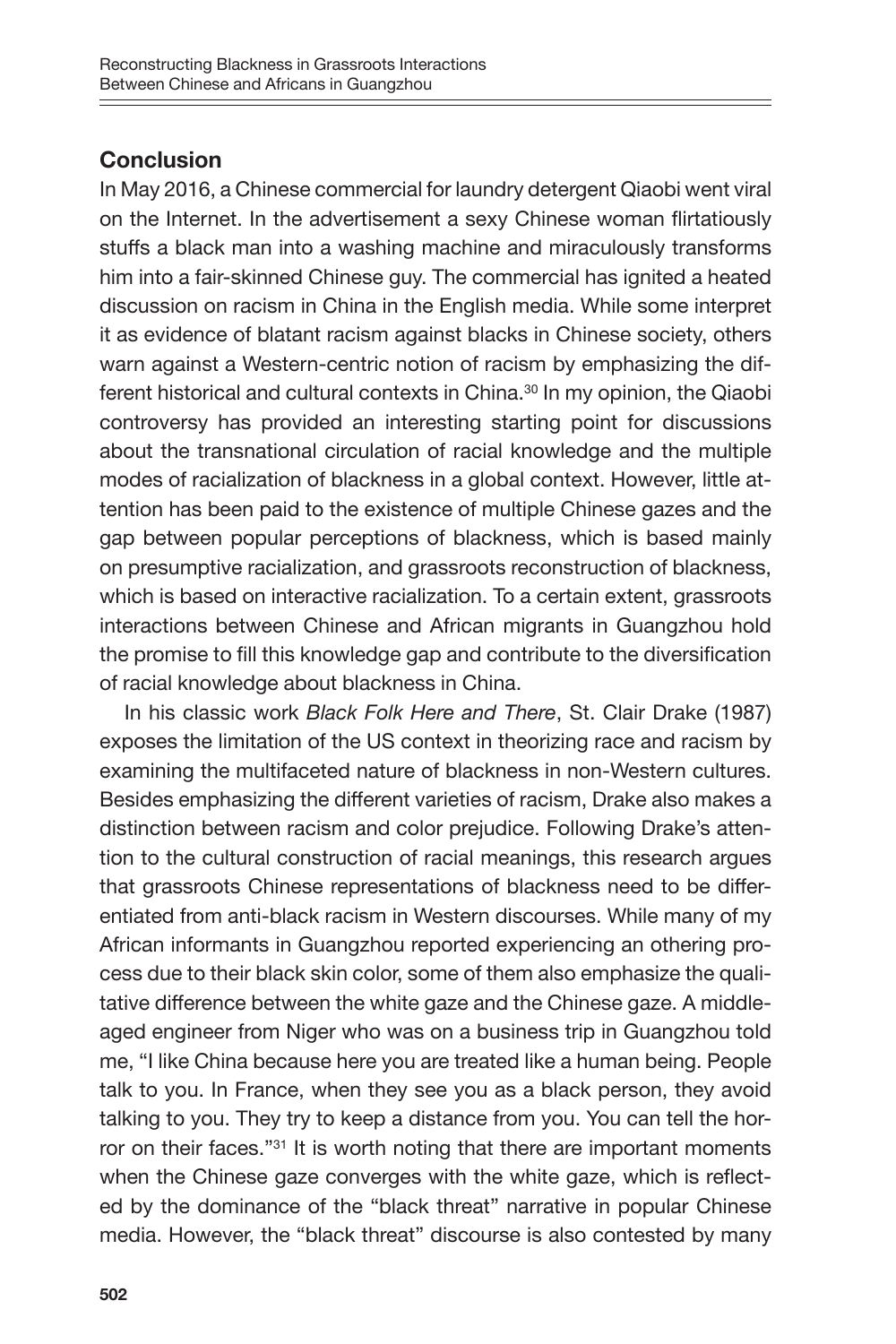## Conclusion

In May 2016, a Chinese commercial for laundry detergent Qiaobi went viral on the Internet. In the advertisement a sexy Chinese woman flirtatiously stuffs a black man into a washing machine and miraculously transforms him into a fair-skinned Chinese guy. The commercial has ignited a heated discussion on racism in China in the English media. While some interpret it as evidence of blatant racism against blacks in Chinese society, others warn against a Western-centric notion of racism by emphasizing the different historical and cultural contexts in China.[30] In my opinion, the Qiaobi controversy has provided an interesting starting point for discussions about the transnational circulation of racial knowledge and the multiple modes of racialization of blackness in a global context. However, little attention has been paid to the existence of multiple Chinese gazes and the gap between popular perceptions of blackness, which is based mainly on presumptive racialization, and grassroots reconstruction of blackness, which is based on interactive racialization. To a certain extent, grassroots interactions between Chinese and African migrants in Guangzhou hold the promise to fill this knowledge gap and contribute to the diversification of racial knowledge about blackness in China.

In his classic work *Black Folk Here and There*, St. Clair Drake (1987) exposes the limitation of the US context in theorizing race and racism by examining the multifaceted nature of blackness in non-Western cultures. Besides emphasizing the different varieties of racism, Drake also makes a distinction between racism and color prejudice. Following Drake's attention to the cultural construction of racial meanings, this research argues that grassroots Chinese representations of blackness need to be differentiated from anti-black racism in Western discourses. While many of my African informants in Guangzhou reported experiencing an othering process due to their black skin color, some of them also emphasize the qualitative difference between the white gaze and the Chinese gaze. A middle-aged engineer from Niger who was on a business trip in Guangzhou told me, "I like China because here you are treated like a human being. People talk to you. In France, when they see you as a black person, they avoid talking to you. They try to keep a distance from you. You can tell the horror on their faces."[31] It is worth noting that there are important moments when the Chinese gaze converges with the white gaze, which is reflected by the dominance of the "black threat" narrative in popular Chinese media. However, the "black threat" discourse is also contested by many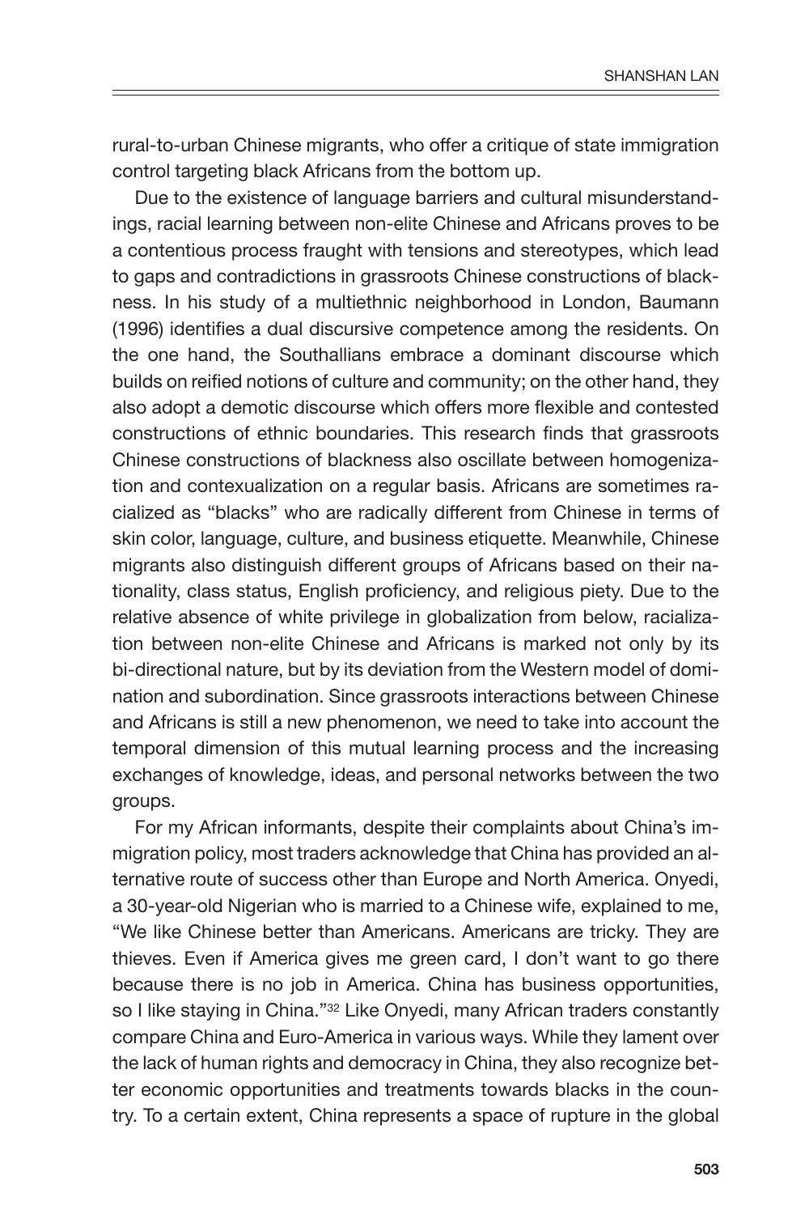rural-to-urban Chinese migrants, who offer a critique of state immigration control targeting black Africans from the bottom up.

Due to the existence of language barriers and cultural misunderstandings, racial learning between non-elite Chinese and Africans proves to be a contentious process fraught with tensions and stereotypes, which lead to gaps and contradictions in grassroots Chinese constructions of blackness. In his study of a multiethnic neighborhood in London, Baumann (1996) identifies a dual discursive competence among the residents. On the one hand, the Southallians embrace a dominant discourse which builds on reified notions of culture and community; on the other hand, they also adopt a demotic discourse which offers more flexible and contested constructions of ethnic boundaries. This research finds that grassroots Chinese constructions of blackness also oscillate between homogenization and contexualization on a regular basis. Africans are sometimes racialized as "blacks" who are radically different from Chinese in terms of skin color, language, culture, and business etiquette. Meanwhile, Chinese migrants also distinguish different groups of Africans based on their nationality, class status, English proficiency, and religious piety. Due to the relative absence of white privilege in globalization from below, racialization between non-elite Chinese and Africans is marked not only by its bi-directional nature, but by its deviation from the Western model of domination and subordination. Since grassroots interactions between Chinese and Africans is still a new phenomenon, we need to take into account the temporal dimension of this mutual learning process and the increasing exchanges of knowledge, ideas, and personal networks between the two groups.

For my African informants, despite their complaints about China's immigration policy, most traders acknowledge that China has provided an alternative route of success other than Europe and North America. Onyedi, a 30-year-old Nigerian who is married to a Chinese wife, explained to me, "We like Chinese better than Americans. Americans are tricky. They are thieves. Even if America gives me green card, I don't want to go there because there is no job in America. China has business opportunities, so I like staying in China."[32] Like Onyedi, many African traders constantly compare China and Euro-America in various ways. While they lament over the lack of human rights and democracy in China, they also recognize better economic opportunities and treatments towards blacks in the country. To a certain extent, China represents a space of rupture in the global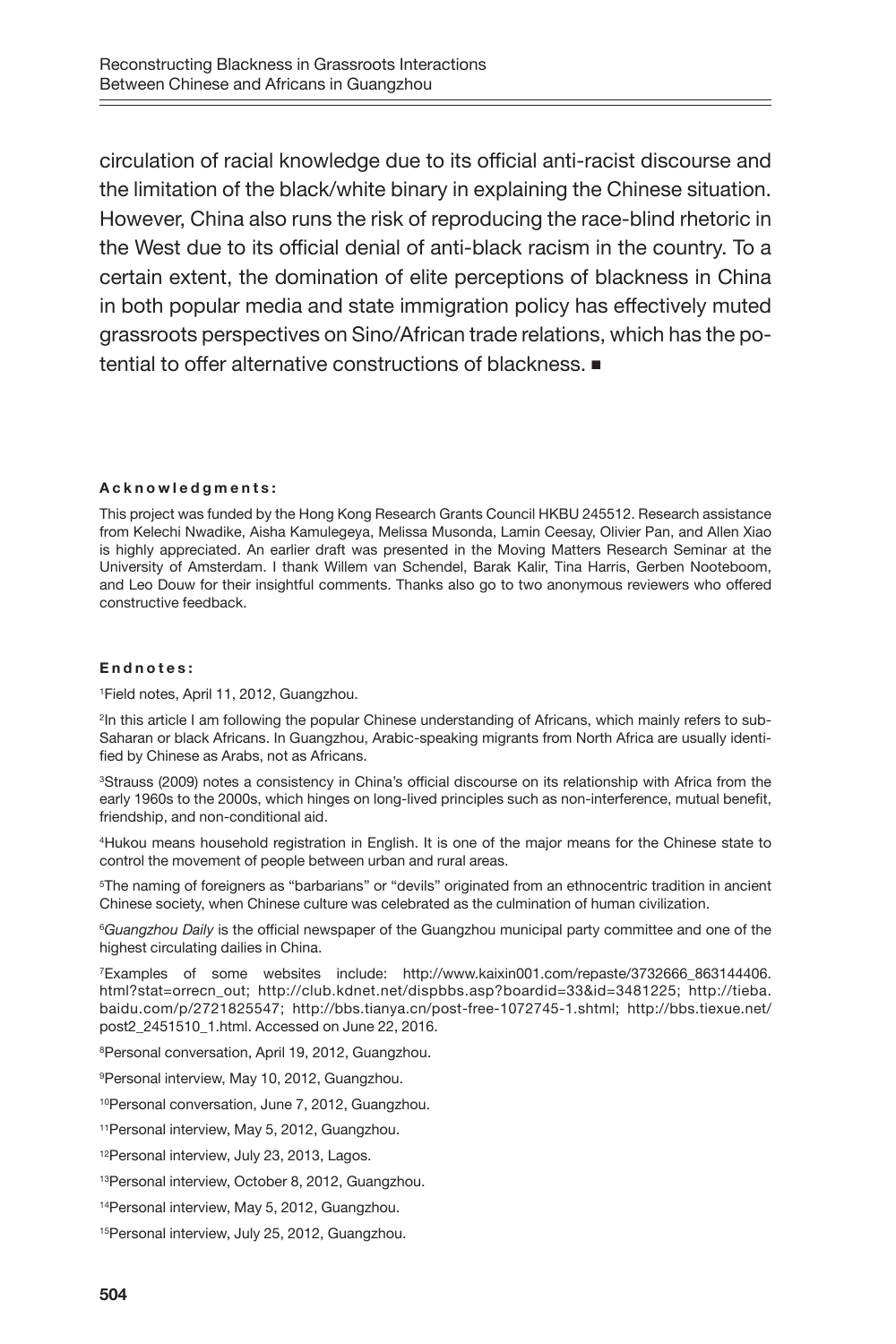circulation of racial knowledge due to its official anti-racist discourse and the limitation of the black/white binary in explaining the Chinese situation. However, China also runs the risk of reproducing the race-blind rhetoric in the West due to its official denial of anti-black racism in the country. To a certain extent, the domination of elite perceptions of blackness in China in both popular media and state immigration policy has effectively muted grassroots perspectives on Sino/African trade relations, which has the potential to offer alternative constructions of blackness. ■

#### Acknowledgments:

This project was funded by the Hong Kong Research Grants Council HKBU 245512. Research assistance from Kelechi Nwadike, Aisha Kamulegeya, Melissa Musonda, Lamin Ceesay, Olivier Pan, and Allen Xiao is highly appreciated. An earlier draft was presented in the Moving Matters Research Seminar at the University of Amsterdam. I thank Willem van Schendel, Barak Kalir, Tina Harris, Gerben Nooteboom, and Leo Douw for their insightful comments. Thanks also go to two anonymous reviewers who offered constructive feedback.

#### Endnotes:

[1]Field notes, April 11, 2012, Guangzhou.

[2]In this article I am following the popular Chinese understanding of Africans, which mainly refers to sub-Saharan or black Africans. In Guangzhou, Arabic-speaking migrants from North Africa are usually identified by Chinese as Arabs, not as Africans.

[3]Strauss (2009) notes a consistency in China's official discourse on its relationship with Africa from the early 1960s to the 2000s, which hinges on long-lived principles such as non-interference, mutual benefit, friendship, and non-conditional aid.

[4]Hukou means household registration in English. It is one of the major means for the Chinese state to control the movement of people between urban and rural areas.

[5]The naming of foreigners as "barbarians" or "devils" originated from an ethnocentric tradition in ancient Chinese society, when Chinese culture was celebrated as the culmination of human civilization.

[6]*Guangzhou Daily* is the official newspaper of the Guangzhou municipal party committee and one of the highest circulating dailies in China.

[7]Examples of some websites include: http://www.kaixin001.com/repaste/3732666_863144406.html?stat=orrecn_out; http://club.kdnet.net/dispbbs.asp?boardid=33&id=3481225; http://tieba.baidu.com/p/2721825547; http://bbs.tianya.cn/post-free-1072745-1.shtml; http://bbs.tiexue.net/post2_2451510_1.html. Accessed on June 22, 2016.

[8]Personal conversation, April 19, 2012, Guangzhou.

[9]Personal interview, May 10, 2012, Guangzhou.

[10]Personal conversation, June 7, 2012, Guangzhou.

[11]Personal interview, May 5, 2012, Guangzhou.

[12]Personal interview, July 23, 2013, Lagos.

[13]Personal interview, October 8, 2012, Guangzhou.

[14]Personal interview, May 5, 2012, Guangzhou.

[15]Personal interview, July 25, 2012, Guangzhou.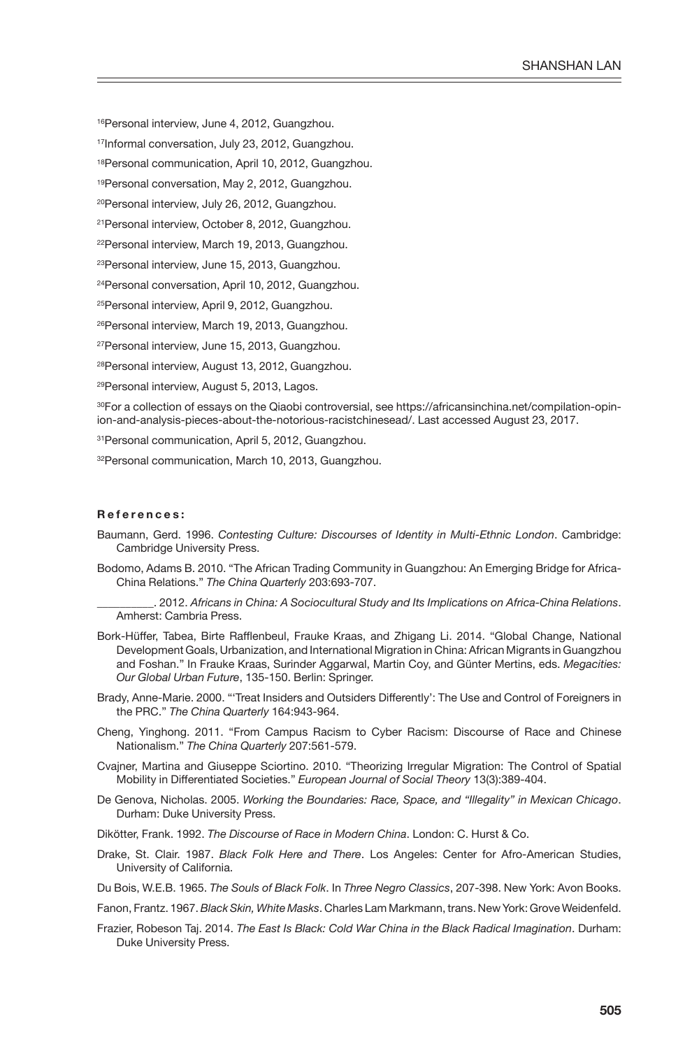[16]Personal interview, June 4, 2012, Guangzhou.

[17]Informal conversation, July 23, 2012, Guangzhou.

[18]Personal communication, April 10, 2012, Guangzhou.

[19]Personal conversation, May 2, 2012, Guangzhou.

[20]Personal interview, July 26, 2012, Guangzhou.

[21]Personal interview, October 8, 2012, Guangzhou.

[22]Personal interview, March 19, 2013, Guangzhou.

[23]Personal interview, June 15, 2013, Guangzhou.

[24]Personal conversation, April 10, 2012, Guangzhou.

[25]Personal interview, April 9, 2012, Guangzhou.

[26]Personal interview, March 19, 2013, Guangzhou.

[27]Personal interview, June 15, 2013, Guangzhou.

[28]Personal interview, August 13, 2012, Guangzhou.

[29]Personal interview, August 5, 2013, Lagos.

[30]For a collection of essays on the Qiaobi controversial, see https://africansinchina.net/compilation-opinion-and-analysis-pieces-about-the-notorious-racistchinesead/. Last accessed August 23, 2017.

[31]Personal communication, April 5, 2012, Guangzhou.

[32]Personal communication, March 10, 2013, Guangzhou.

**References:**

Baumann, Gerd. 1996. *Contesting Culture: Discourses of Identity in Multi-Ethnic London*. Cambridge: Cambridge University Press.

Bodomo, Adams B. 2010. "The African Trading Community in Guangzhou: An Emerging Bridge for Africa-China Relations." *The China Quarterly* 203:693-707.

__________. 2012. *Africans in China: A Sociocultural Study and Its Implications on Africa-China Relations*. Amherst: Cambria Press.

Bork-Hüffer, Tabea, Birte Rafflenbeul, Frauke Kraas, and Zhigang Li. 2014. "Global Change, National Development Goals, Urbanization, and International Migration in China: African Migrants in Guangzhou and Foshan." In Frauke Kraas, Surinder Aggarwal, Martin Coy, and Günter Mertins, eds. *Megacities: Our Global Urban Future*, 135-150. Berlin: Springer.

Brady, Anne-Marie. 2000. "'Treat Insiders and Outsiders Differently': The Use and Control of Foreigners in the PRC." *The China Quarterly* 164:943-964.

Cheng, Yinghong. 2011. "From Campus Racism to Cyber Racism: Discourse of Race and Chinese Nationalism." *The China Quarterly* 207:561-579.

Cvajner, Martina and Giuseppe Sciortino. 2010. "Theorizing Irregular Migration: The Control of Spatial Mobility in Differentiated Societies." *European Journal of Social Theory* 13(3):389-404.

De Genova, Nicholas. 2005. *Working the Boundaries: Race, Space, and "Illegality" in Mexican Chicago*. Durham: Duke University Press.

Dikötter, Frank. 1992. *The Discourse of Race in Modern China*. London: C. Hurst & Co.

Drake, St. Clair. 1987. *Black Folk Here and There*. Los Angeles: Center for Afro-American Studies, University of California.

Du Bois, W.E.B. 1965. *The Souls of Black Folk*. In *Three Negro Classics*, 207-398. New York: Avon Books.

Fanon, Frantz. 1967. *Black Skin, White Masks*. Charles Lam Markmann, trans. New York: Grove Weidenfeld.

Frazier, Robeson Taj. 2014. *The East Is Black: Cold War China in the Black Radical Imagination*. Durham: Duke University Press.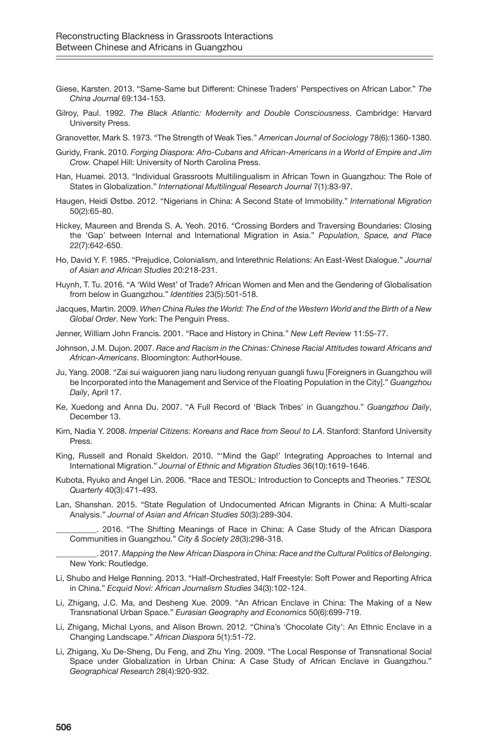Giese, Karsten. 2013. "Same-Same but Different: Chinese Traders' Perspectives on African Labor." *The China Journal* 69:134-153.

Gilroy, Paul. 1992. *The Black Atlantic: Modernity and Double Consciousness*. Cambridge: Harvard University Press.

Granovetter, Mark S. 1973. "The Strength of Weak Ties." *American Journal of Sociology* 78(6):1360-1380.

Guridy, Frank. 2010. *Forging Diaspora: Afro-Cubans and African-Americans in a World of Empire and Jim Crow.* Chapel Hill: University of North Carolina Press.

Han, Huamei. 2013. "Individual Grassroots Multilingualism in African Town in Guangzhou: The Role of States in Globalization." *International Multilingual Research Journal* 7(1):83-97.

Haugen, Heidi Østbø. 2012. "Nigerians in China: A Second State of Immobility." *International Migration* 50(2):65-80.

Hickey, Maureen and Brenda S. A. Yeoh. 2016. "Crossing Borders and Traversing Boundaries: Closing the 'Gap' between Internal and International Migration in Asia." *Population, Space, and Place* 22(7):642-650.

Ho, David Y. F. 1985. "Prejudice, Colonialism, and Interethnic Relations: An East-West Dialogue." *Journal of Asian and African Studies* 20:218-231.

Huynh, T. Tu. 2016. "A 'Wild West' of Trade? African Women and Men and the Gendering of Globalisation from below in Guangzhou." *Identities* 23(5):501-518.

Jacques, Martin. 2009. *When China Rules the World: The End of the Western World and the Birth of a New Global Order*. New York: The Penguin Press.

Jenner, William John Francis. 2001. "Race and History in China." *New Left Review* 11:55-77.

Johnson, J.M. Dujon. 2007. *Race and Racism in the Chinas: Chinese Racial Attitudes toward Africans and African-Americans*. Bloomington: AuthorHouse.

Ju, Yang. 2008. "Zai sui waiguoren jiang naru liudong renyuan guangli fuwu [Foreigners in Guangzhou will be Incorporated into the Management and Service of the Floating Population in the City]." *Guangzhou Daily*, April 17.

Ke, Xuedong and Anna Du. 2007. "A Full Record of 'Black Tribes' in Guangzhou." *Guangzhou Daily*, December 13.

Kim, Nadia Y. 2008. *Imperial Citizens: Koreans and Race from Seoul to LA*. Stanford: Stanford University Press.

King, Russell and Ronald Skeldon. 2010. "'Mind the Gap!' Integrating Approaches to Internal and International Migration." *Journal of Ethnic and Migration Studies* 36(10):1619-1646.

Kubota, Ryuko and Angel Lin. 2006. "Race and TESOL: Introduction to Concepts and Theories." *TESOL Quarterly* 40(3):471-493.

Lan, Shanshan. 2015. "State Regulation of Undocumented African Migrants in China: A Multi-scalar Analysis." *Journal of Asian and African Studies 50*(3):289-304.

__________. 2016. "The Shifting Meanings of Race in China: A Case Study of the African Diaspora Communities in Guangzhou." *City & Society 28*(3):298-318.

__________. 2017. *Mapping the New African Diaspora in China: Race and the Cultural Politics of Belonging*. New York: Routledge.

Li, Shubo and Helge Rønning. 2013. "Half-Orchestrated, Half Freestyle: Soft Power and Reporting Africa in China." *Ecquid Novi: African Journalism Studies* 34(3):102-124.

Li, Zhigang, J.C. Ma, and Desheng Xue. 2009. "An African Enclave in China: The Making of a New Transnational Urban Space." *Eurasian Geography and Economics* 50(6):699-719.

Li, Zhigang, Michal Lyons, and Alison Brown. 2012. "China's 'Chocolate City': An Ethnic Enclave in a Changing Landscape." *African Diaspora* 5(1):51-72.

Li, Zhigang, Xu De-Sheng, Du Feng, and Zhu Ying. 2009. "The Local Response of Transnational Social Space under Globalization in Urban China: A Case Study of African Enclave in Guangzhou." *Geographical Research* 28(4):920-932.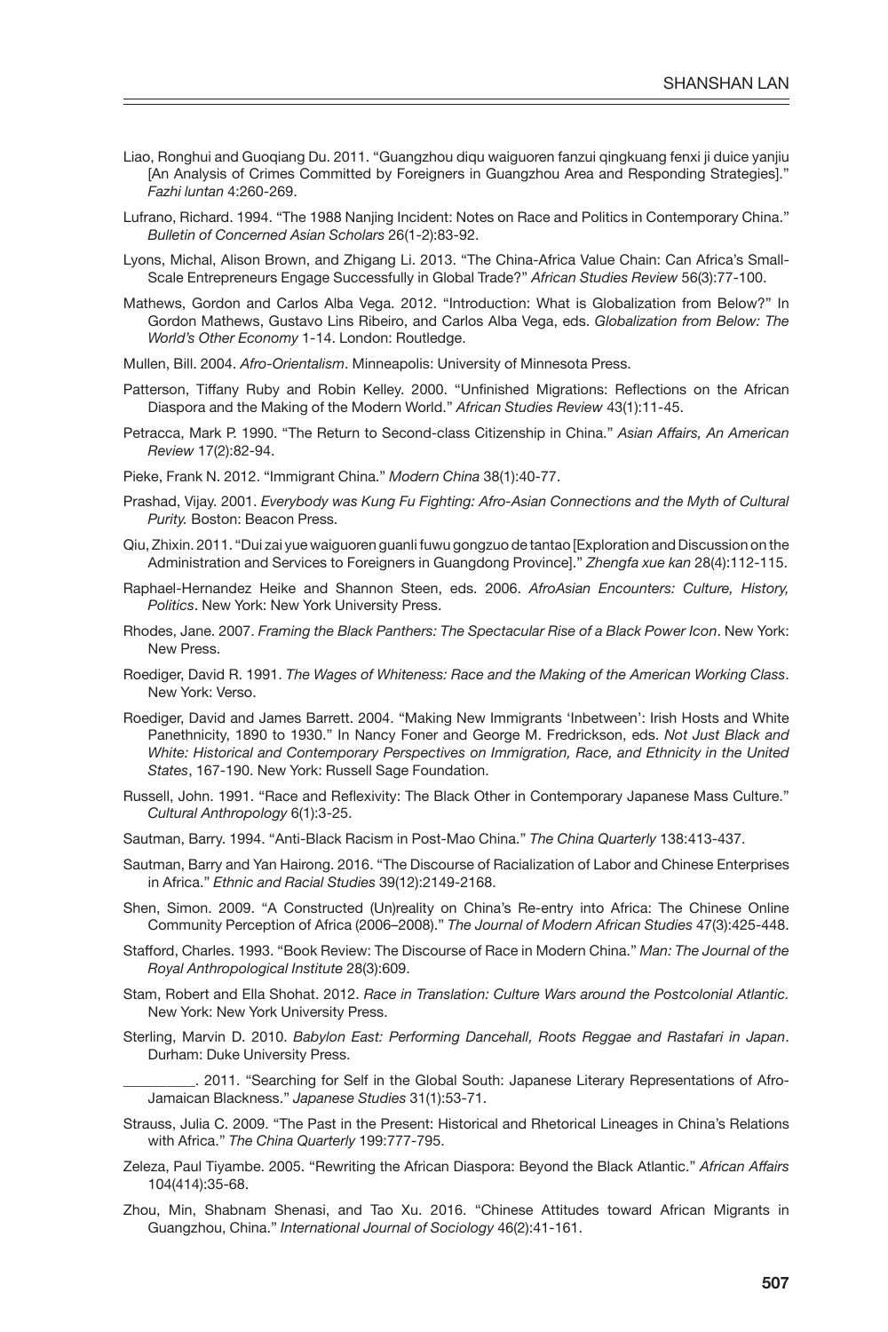Liao, Ronghui and Guoqiang Du. 2011. "Guangzhou diqu waiguoren fanzui qingkuang fenxi ji duice yanjiu [An Analysis of Crimes Committed by Foreigners in Guangzhou Area and Responding Strategies]." *Fazhi luntan* 4:260-269.

Lufrano, Richard. 1994. "The 1988 Nanjing Incident: Notes on Race and Politics in Contemporary China." *Bulletin of Concerned Asian Scholars* 26(1-2):83-92.

Lyons, Michal, Alison Brown, and Zhigang Li. 2013. "The China-Africa Value Chain: Can Africa's Small-Scale Entrepreneurs Engage Successfully in Global Trade?" *African Studies Review* 56(3):77-100.

Mathews, Gordon and Carlos Alba Vega. 2012. "Introduction: What is Globalization from Below?" In Gordon Mathews, Gustavo Lins Ribeiro, and Carlos Alba Vega, eds. *Globalization from Below: The World's Other Economy* 1-14. London: Routledge.

Mullen, Bill. 2004. *Afro-Orientalism*. Minneapolis: University of Minnesota Press.

Patterson, Tiffany Ruby and Robin Kelley. 2000. "Unfinished Migrations: Reflections on the African Diaspora and the Making of the Modern World." *African Studies Review* 43(1):11-45.

Petracca, Mark P. 1990. "The Return to Second-class Citizenship in China." *Asian Affairs, An American Review* 17(2):82-94.

Pieke, Frank N. 2012. "Immigrant China." *Modern China* 38(1):40-77.

Prashad, Vijay. 2001. *Everybody was Kung Fu Fighting: Afro-Asian Connections and the Myth of Cultural Purity.* Boston: Beacon Press.

Qiu, Zhixin. 2011. "Dui zai yue waiguoren guanli fuwu gongzuo de tantao [Exploration and Discussion on the Administration and Services to Foreigners in Guangdong Province]." *Zhengfa xue kan* 28(4):112-115.

Raphael-Hernandez Heike and Shannon Steen, eds. 2006. *AfroAsian Encounters: Culture, History, Politics*. New York: New York University Press.

Rhodes, Jane. 2007. *Framing the Black Panthers: The Spectacular Rise of a Black Power Icon*. New York: New Press.

Roediger, David R. 1991. *The Wages of Whiteness: Race and the Making of the American Working Class*. New York: Verso.

Roediger, David and James Barrett. 2004. "Making New Immigrants 'Inbetween': Irish Hosts and White Panethnicity, 1890 to 1930." In Nancy Foner and George M. Fredrickson, eds. *Not Just Black and White: Historical and Contemporary Perspectives on Immigration, Race, and Ethnicity in the United States*, 167-190. New York: Russell Sage Foundation.

Russell, John. 1991. "Race and Reflexivity: The Black Other in Contemporary Japanese Mass Culture." *Cultural Anthropology* 6(1):3-25.

Sautman, Barry. 1994. "Anti-Black Racism in Post-Mao China." *The China Quarterly* 138:413-437.

Sautman, Barry and Yan Hairong. 2016. "The Discourse of Racialization of Labor and Chinese Enterprises in Africa." *Ethnic and Racial Studies* 39(12):2149-2168.

Shen, Simon. 2009. "A Constructed (Un)reality on China's Re-entry into Africa: The Chinese Online Community Perception of Africa (2006–2008)." *The Journal of Modern African Studies* 47(3):425-448.

Stafford, Charles. 1993. "Book Review: The Discourse of Race in Modern China." *Man: The Journal of the Royal Anthropological Institute* 28(3):609.

Stam, Robert and Ella Shohat. 2012. *Race in Translation: Culture Wars around the Postcolonial Atlantic.* New York: New York University Press.

Sterling, Marvin D. 2010. *Babylon East: Performing Dancehall, Roots Reggae and Rastafari in Japan*. Durham: Duke University Press.

__________. 2011. "Searching for Self in the Global South: Japanese Literary Representations of Afro-Jamaican Blackness." *Japanese Studies* 31(1):53-71.

Strauss, Julia C. 2009. "The Past in the Present: Historical and Rhetorical Lineages in China's Relations with Africa." *The China Quarterly* 199:777-795.

Zeleza, Paul Tiyambe. 2005. "Rewriting the African Diaspora: Beyond the Black Atlantic." *African Affairs* 104(414):35-68.

Zhou, Min, Shabnam Shenasi, and Tao Xu. 2016. "Chinese Attitudes toward African Migrants in Guangzhou, China." *International Journal of Sociology* 46(2):41-161.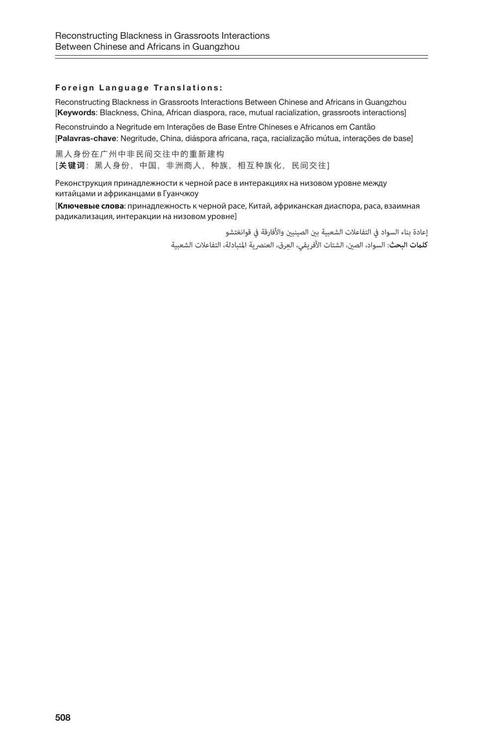**Foreign Language Translations:**

Reconstructing Blackness in Grassroots Interactions Between Chinese and Africans in Guangzhou
[**Keywords**: Blackness, China, African diaspora, race, mutual racialization, grassroots interactions]

Reconstruindo a Negritude em Interações de Base Entre Chineses e Africanos em Cantão
[**Palavras-chave**: Negritude, China, diáspora africana, raça, racialização mútua, interações de base]

黑人身份在广州中非民间交往中的重新建构
[**关键词**：黑人身份，中国，非洲商人，种族，相互种族化，民间交往]

Реконструкция принадлежности к черной расе в интеракциях на низовом уровне между китайцами и африканцами в Гуанчжоу
[**Ключевые слова**: принадлежность к черной расе, Китай, африканская диаспора, раса, взаимная радикализация, интеракции на низовом уровне]

إعادة بناء السواد في التفاعلات الشعبية بين الصينيين والأفارقة في قوانغتشو
**كلمات البحث**: السواد، الصين، الشتات الأفريقي، العِرق، العنصرية المتبادلة، التفاعلات الشعبية